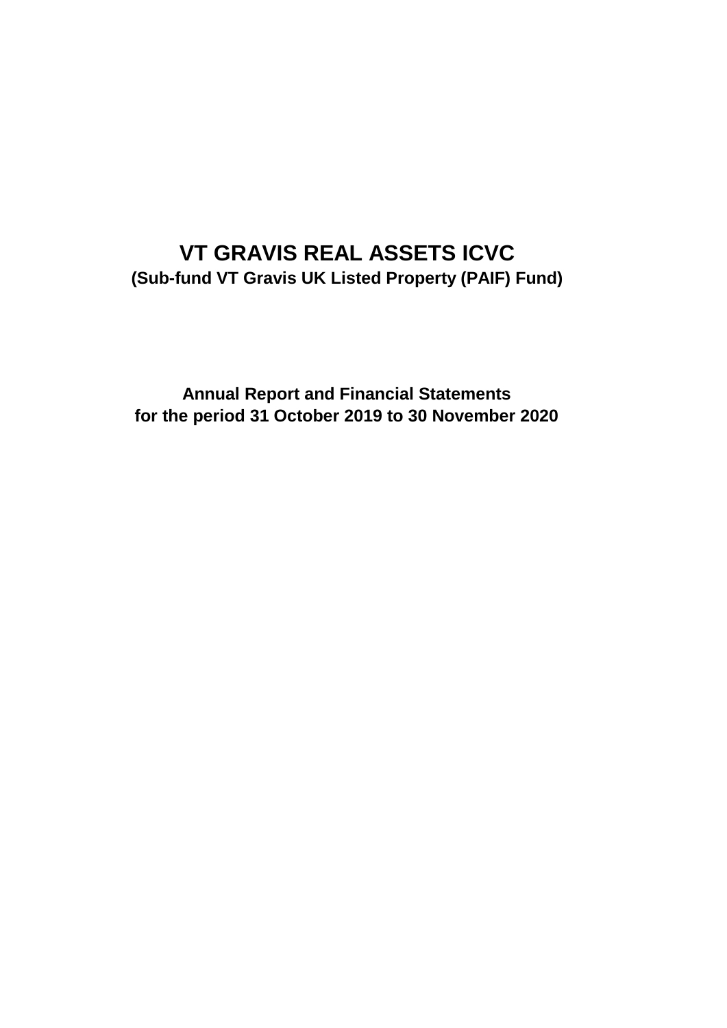# VT GRAVIS REAL ASSETS ICVC

## (Sub-fund VT Gravis UK Listed Property (PAIF) Fund)

**Annual Report and Financial Statements**
**for the period 31 October 2019 to 30 November 2020**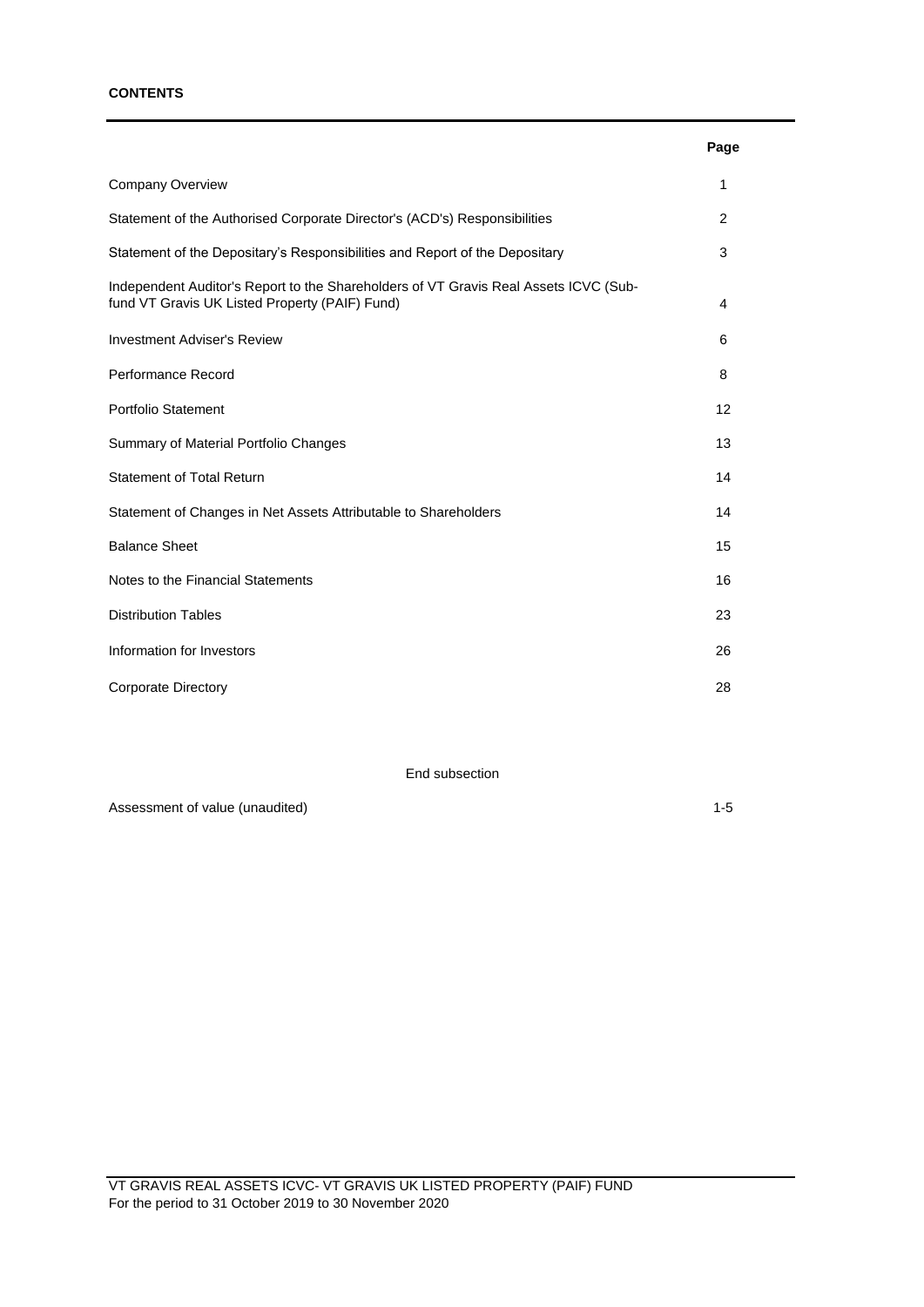**CONTENTS**

| | Page |
|---|---|
| Company Overview | 1 |
| Statement of the Authorised Corporate Director's (ACD's) Responsibilities | 2 |
| Statement of the Depositary's Responsibilities and Report of the Depositary | 3 |
| Independent Auditor's Report to the Shareholders of VT Gravis Real Assets ICVC (Sub-fund VT Gravis UK Listed Property (PAIF) Fund) | 4 |
| Investment Adviser's Review | 6 |
| Performance Record | 8 |
| Portfolio Statement | 12 |
| Summary of Material Portfolio Changes | 13 |
| Statement of Total Return | 14 |
| Statement of Changes in Net Assets Attributable to Shareholders | 14 |
| Balance Sheet | 15 |
| Notes to the Financial Statements | 16 |
| Distribution Tables | 23 |
| Information for Investors | 26 |
| Corporate Directory | 28 |

End subsection

| | |
|---|---|
| Assessment of value (unaudited) | 1-5 |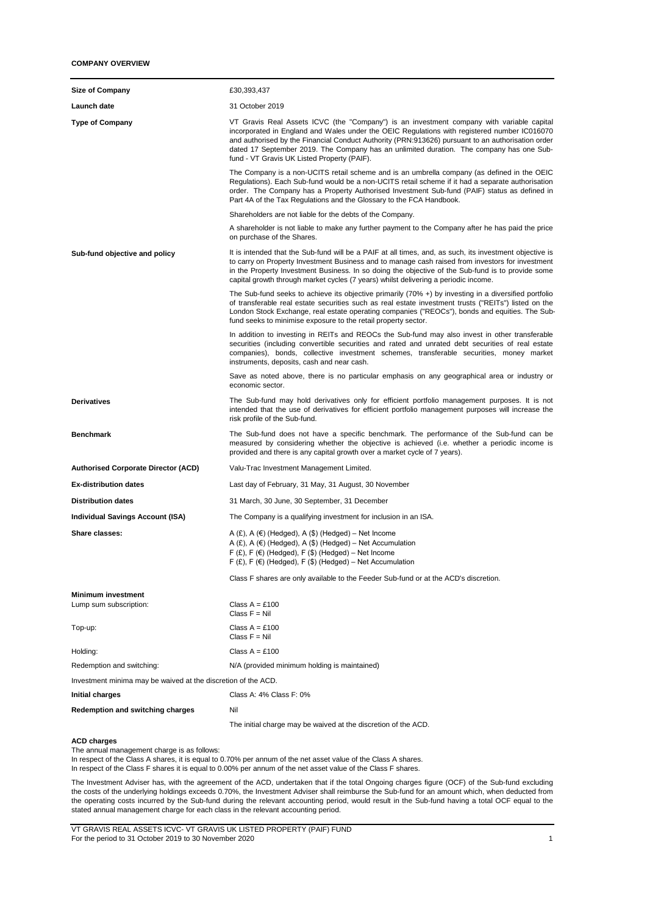## COMPANY OVERVIEW

| | |
|---|---|
| **Size of Company** | £30,393,437 |
| **Launch date** | 31 October 2019 |
| **Type of Company** | VT Gravis Real Assets ICVC (the "Company") is an investment company with variable capital incorporated in England and Wales under the OEIC Regulations with registered number IC016070 and authorised by the Financial Conduct Authority (PRN:913626) pursuant to an authorisation order dated 17 September 2019. The Company has an unlimited duration. The company has one Sub-fund - VT Gravis UK Listed Property (PAIF).<br><br>The Company is a non-UCITS retail scheme and is an umbrella company (as defined in the OEIC Regulations). Each Sub-fund would be a non-UCITS retail scheme if it had a separate authorisation order. The Company has a Property Authorised Investment Sub-fund (PAIF) status as defined in Part 4A of the Tax Regulations and the Glossary to the FCA Handbook.<br><br>Shareholders are not liable for the debts of the Company.<br><br>A shareholder is not liable to make any further payment to the Company after he has paid the price on purchase of the Shares. |
| **Sub-fund objective and policy** | It is intended that the Sub-fund will be a PAIF at all times, and, as such, its investment objective is to carry on Property Investment Business and to manage cash raised from investors for investment in the Property Investment Business. In so doing the objective of the Sub-fund is to provide some capital growth through market cycles (7 years) whilst delivering a periodic income.<br><br>The Sub-fund seeks to achieve its objective primarily (70% +) by investing in a diversified portfolio of transferable real estate securities such as real estate investment trusts ("REITs") listed on the London Stock Exchange, real estate operating companies ("REOCs"), bonds and equities. The Sub-fund seeks to minimise exposure to the retail property sector.<br><br>In addition to investing in REITs and REOCs the Sub-fund may also invest in other transferable securities (including convertible securities and rated and unrated debt securities of real estate companies), bonds, collective investment schemes, transferable securities, money market instruments, deposits, cash and near cash.<br><br>Save as noted above, there is no particular emphasis on any geographical area or industry or economic sector. |
| **Derivatives** | The Sub-fund may hold derivatives only for efficient portfolio management purposes. It is not intended that the use of derivatives for efficient portfolio management purposes will increase the risk profile of the Sub-fund. |
| **Benchmark** | The Sub-fund does not have a specific benchmark. The performance of the Sub-fund can be measured by considering whether the objective is achieved (i.e. whether a periodic income is provided and there is any capital growth over a market cycle of 7 years). |
| **Authorised Corporate Director (ACD)** | Valu-Trac Investment Management Limited. |
| **Ex-distribution dates** | Last day of February, 31 May, 31 August, 30 November |
| **Distribution dates** | 31 March, 30 June, 30 September, 31 December |
| **Individual Savings Account (ISA)** | The Company is a qualifying investment for inclusion in an ISA. |
| **Share classes:** | A (£), A (€) (Hedged), A ($) (Hedged) – Net Income<br>A (£), A (€) (Hedged), A ($) (Hedged) – Net Accumulation<br>F (£), F (€) (Hedged), F ($) (Hedged) – Net Income<br>F (£), F (€) (Hedged), F ($) (Hedged) – Net Accumulation<br><br>Class F shares are only available to the Feeder Sub-fund or at the ACD's discretion. |
| **Minimum investment** | |
| Lump sum subscription: | Class A = £100<br>Class F = Nil |
| Top-up: | Class A = £100<br>Class F = Nil |
| Holding: | Class A = £100 |
| Redemption and switching: | N/A (provided minimum holding is maintained) |
| Investment minima may be waived at the discretion of the ACD. | |
| **Initial charges** | Class A: 4% Class F: 0% |
| **Redemption and switching charges** | Nil<br><br>The initial charge may be waived at the discretion of the ACD. |

**ACD charges**

The annual management charge is as follows:
In respect of the Class A shares, it is equal to 0.70% per annum of the net asset value of the Class A shares.
In respect of the Class F shares it is equal to 0.00% per annum of the net asset value of the Class F shares.

The Investment Adviser has, with the agreement of the ACD, undertaken that if the total Ongoing charges figure (OCF) of the Sub-fund excluding the costs of the underlying holdings exceeds 0.70%, the Investment Adviser shall reimburse the Sub-fund for an amount which, when deducted from the operating costs incurred by the Sub-fund during the relevant accounting period, would result in the Sub-fund having a total OCF equal to the stated annual management charge for each class in the relevant accounting period.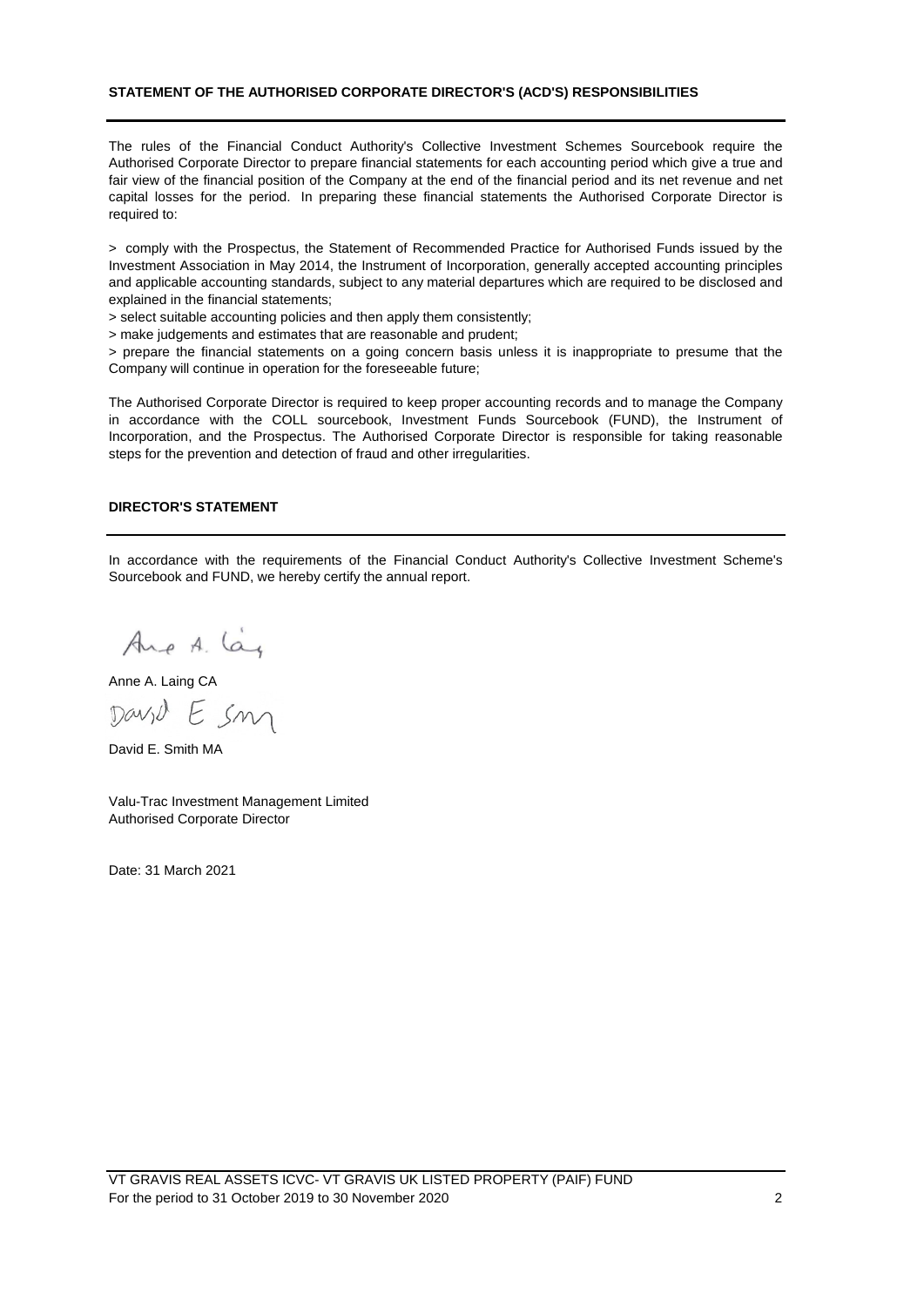## STATEMENT OF THE AUTHORISED CORPORATE DIRECTOR'S (ACD'S) RESPONSIBILITIES

The rules of the Financial Conduct Authority's Collective Investment Schemes Sourcebook require the Authorised Corporate Director to prepare financial statements for each accounting period which give a true and fair view of the financial position of the Company at the end of the financial period and its net revenue and net capital losses for the period. In preparing these financial statements the Authorised Corporate Director is required to:

> comply with the Prospectus, the Statement of Recommended Practice for Authorised Funds issued by the Investment Association in May 2014, the Instrument of Incorporation, generally accepted accounting principles and applicable accounting standards, subject to any material departures which are required to be disclosed and explained in the financial statements;

> select suitable accounting policies and then apply them consistently;

> make judgements and estimates that are reasonable and prudent;

> prepare the financial statements on a going concern basis unless it is inappropriate to presume that the Company will continue in operation for the foreseeable future;

The Authorised Corporate Director is required to keep proper accounting records and to manage the Company in accordance with the COLL sourcebook, Investment Funds Sourcebook (FUND), the Instrument of Incorporation, and the Prospectus. The Authorised Corporate Director is responsible for taking reasonable steps for the prevention and detection of fraud and other irregularities.

## DIRECTOR'S STATEMENT

In accordance with the requirements of the Financial Conduct Authority's Collective Investment Scheme's Sourcebook and FUND, we hereby certify the annual report.

Anne A. Laing CA

David E. Smith MA

Valu-Trac Investment Management Limited
Authorised Corporate Director

Date: 31 March 2021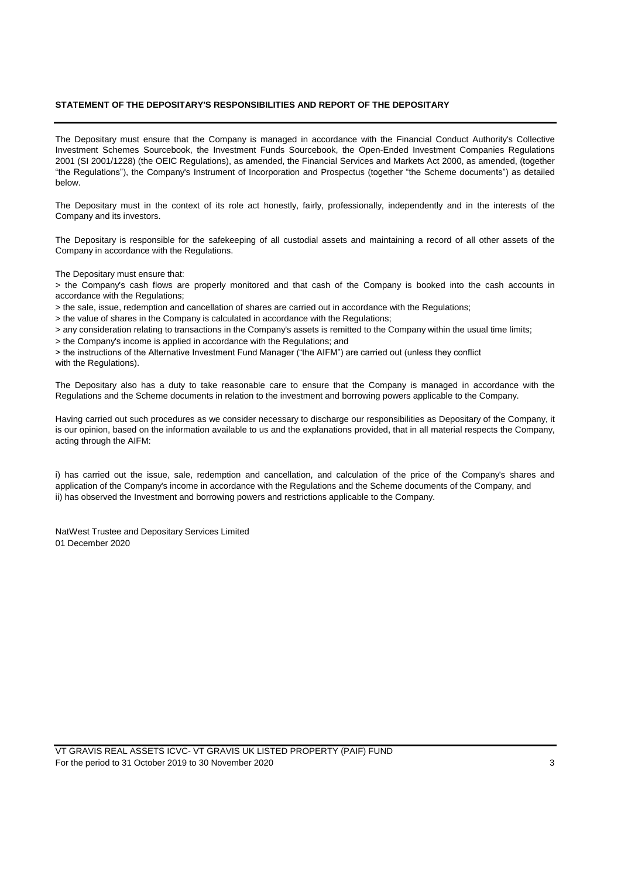## STATEMENT OF THE DEPOSITARY'S RESPONSIBILITIES AND REPORT OF THE DEPOSITARY

The Depositary must ensure that the Company is managed in accordance with the Financial Conduct Authority's Collective Investment Schemes Sourcebook, the Investment Funds Sourcebook, the Open-Ended Investment Companies Regulations 2001 (SI 2001/1228) (the OEIC Regulations), as amended, the Financial Services and Markets Act 2000, as amended, (together "the Regulations"), the Company's Instrument of Incorporation and Prospectus (together "the Scheme documents") as detailed below.

The Depositary must in the context of its role act honestly, fairly, professionally, independently and in the interests of the Company and its investors.

The Depositary is responsible for the safekeeping of all custodial assets and maintaining a record of all other assets of the Company in accordance with the Regulations.

The Depositary must ensure that:

> the Company's cash flows are properly monitored and that cash of the Company is booked into the cash accounts in accordance with the Regulations;

> the sale, issue, redemption and cancellation of shares are carried out in accordance with the Regulations;

> the value of shares in the Company is calculated in accordance with the Regulations;

> any consideration relating to transactions in the Company's assets is remitted to the Company within the usual time limits;

> the Company's income is applied in accordance with the Regulations; and

> the instructions of the Alternative Investment Fund Manager ("the AIFM") are carried out (unless they conflict with the Regulations).

The Depositary also has a duty to take reasonable care to ensure that the Company is managed in accordance with the Regulations and the Scheme documents in relation to the investment and borrowing powers applicable to the Company.

Having carried out such procedures as we consider necessary to discharge our responsibilities as Depositary of the Company, it is our opinion, based on the information available to us and the explanations provided, that in all material respects the Company, acting through the AIFM:

i) has carried out the issue, sale, redemption and cancellation, and calculation of the price of the Company's shares and application of the Company's income in accordance with the Regulations and the Scheme documents of the Company, and
ii) has observed the Investment and borrowing powers and restrictions applicable to the Company.

NatWest Trustee and Depositary Services Limited
01 December 2020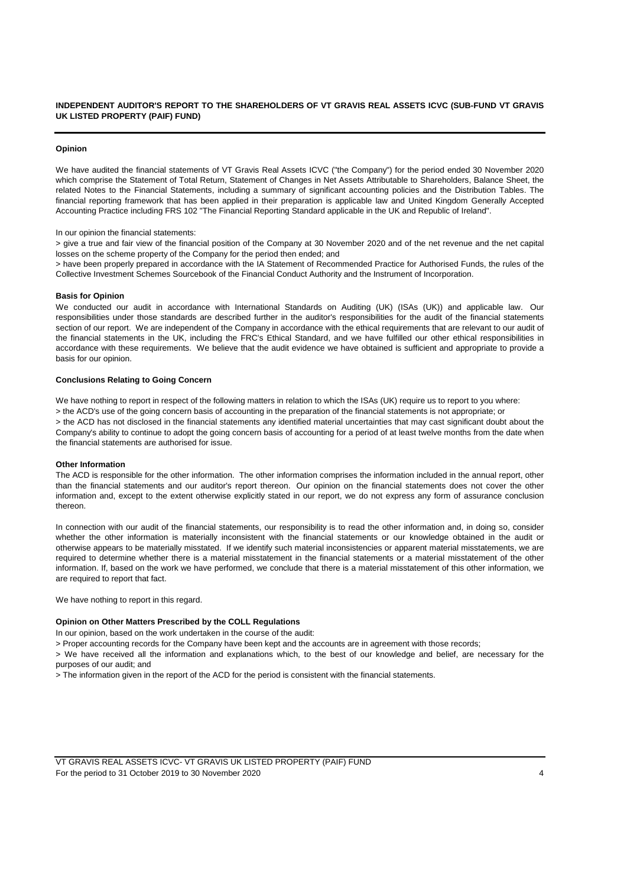## INDEPENDENT AUDITOR'S REPORT TO THE SHAREHOLDERS OF VT GRAVIS REAL ASSETS ICVC (SUB-FUND VT GRAVIS UK LISTED PROPERTY (PAIF) FUND)

**Opinion**

We have audited the financial statements of VT Gravis Real Assets ICVC ("the Company") for the period ended 30 November 2020 which comprise the Statement of Total Return, Statement of Changes in Net Assets Attributable to Shareholders, Balance Sheet, the related Notes to the Financial Statements, including a summary of significant accounting policies and the Distribution Tables. The financial reporting framework that has been applied in their preparation is applicable law and United Kingdom Generally Accepted Accounting Practice including FRS 102 "The Financial Reporting Standard applicable in the UK and Republic of Ireland".

In our opinion the financial statements:

> give a true and fair view of the financial position of the Company at 30 November 2020 and of the net revenue and the net capital losses on the scheme property of the Company for the period then ended; and

> have been properly prepared in accordance with the IA Statement of Recommended Practice for Authorised Funds, the rules of the Collective Investment Schemes Sourcebook of the Financial Conduct Authority and the Instrument of Incorporation.

**Basis for Opinion**

We conducted our audit in accordance with International Standards on Auditing (UK) (ISAs (UK)) and applicable law. Our responsibilities under those standards are described further in the auditor's responsibilities for the audit of the financial statements section of our report. We are independent of the Company in accordance with the ethical requirements that are relevant to our audit of the financial statements in the UK, including the FRC's Ethical Standard, and we have fulfilled our other ethical responsibilities in accordance with these requirements. We believe that the audit evidence we have obtained is sufficient and appropriate to provide a basis for our opinion.

**Conclusions Relating to Going Concern**

We have nothing to report in respect of the following matters in relation to which the ISAs (UK) require us to report to you where:

> the ACD's use of the going concern basis of accounting in the preparation of the financial statements is not appropriate; or

> the ACD has not disclosed in the financial statements any identified material uncertainties that may cast significant doubt about the Company's ability to continue to adopt the going concern basis of accounting for a period of at least twelve months from the date when the financial statements are authorised for issue.

**Other Information**

The ACD is responsible for the other information. The other information comprises the information included in the annual report, other than the financial statements and our auditor's report thereon. Our opinion on the financial statements does not cover the other information and, except to the extent otherwise explicitly stated in our report, we do not express any form of assurance conclusion thereon.

In connection with our audit of the financial statements, our responsibility is to read the other information and, in doing so, consider whether the other information is materially inconsistent with the financial statements or our knowledge obtained in the audit or otherwise appears to be materially misstated. If we identify such material inconsistencies or apparent material misstatements, we are required to determine whether there is a material misstatement in the financial statements or a material misstatement of the other information. If, based on the work we have performed, we conclude that there is a material misstatement of this other information, we are required to report that fact.

We have nothing to report in this regard.

**Opinion on Other Matters Prescribed by the COLL Regulations**

In our opinion, based on the work undertaken in the course of the audit:

> Proper accounting records for the Company have been kept and the accounts are in agreement with those records;

> We have received all the information and explanations which, to the best of our knowledge and belief, are necessary for the purposes of our audit; and

> The information given in the report of the ACD for the period is consistent with the financial statements.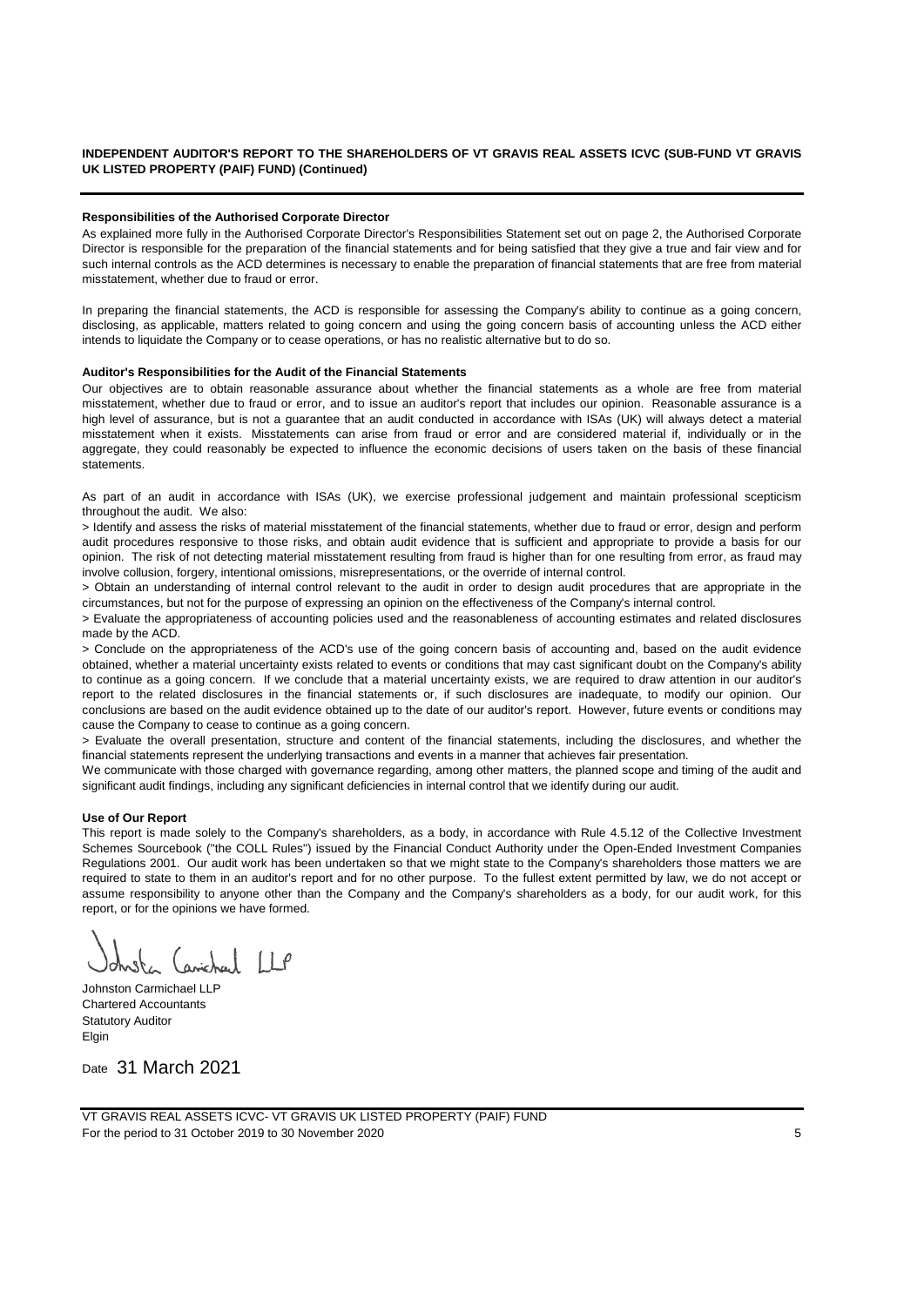**INDEPENDENT AUDITOR'S REPORT TO THE SHAREHOLDERS OF VT GRAVIS REAL ASSETS ICVC (SUB-FUND VT GRAVIS UK LISTED PROPERTY (PAIF) FUND) (Continued)**

**Responsibilities of the Authorised Corporate Director**

As explained more fully in the Authorised Corporate Director's Responsibilities Statement set out on page 2, the Authorised Corporate Director is responsible for the preparation of the financial statements and for being satisfied that they give a true and fair view and for such internal controls as the ACD determines is necessary to enable the preparation of financial statements that are free from material misstatement, whether due to fraud or error.

In preparing the financial statements, the ACD is responsible for assessing the Company's ability to continue as a going concern, disclosing, as applicable, matters related to going concern and using the going concern basis of accounting unless the ACD either intends to liquidate the Company or to cease operations, or has no realistic alternative but to do so.

**Auditor's Responsibilities for the Audit of the Financial Statements**

Our objectives are to obtain reasonable assurance about whether the financial statements as a whole are free from material misstatement, whether due to fraud or error, and to issue an auditor's report that includes our opinion. Reasonable assurance is a high level of assurance, but is not a guarantee that an audit conducted in accordance with ISAs (UK) will always detect a material misstatement when it exists. Misstatements can arise from fraud or error and are considered material if, individually or in the aggregate, they could reasonably be expected to influence the economic decisions of users taken on the basis of these financial statements.

As part of an audit in accordance with ISAs (UK), we exercise professional judgement and maintain professional scepticism throughout the audit. We also:

> Identify and assess the risks of material misstatement of the financial statements, whether due to fraud or error, design and perform audit procedures responsive to those risks, and obtain audit evidence that is sufficient and appropriate to provide a basis for our opinion. The risk of not detecting material misstatement resulting from fraud is higher than for one resulting from error, as fraud may involve collusion, forgery, intentional omissions, misrepresentations, or the override of internal control.

> Obtain an understanding of internal control relevant to the audit in order to design audit procedures that are appropriate in the circumstances, but not for the purpose of expressing an opinion on the effectiveness of the Company's internal control.

> Evaluate the appropriateness of accounting policies used and the reasonableness of accounting estimates and related disclosures made by the ACD.

> Conclude on the appropriateness of the ACD's use of the going concern basis of accounting and, based on the audit evidence obtained, whether a material uncertainty exists related to events or conditions that may cast significant doubt on the Company's ability to continue as a going concern. If we conclude that a material uncertainty exists, we are required to draw attention in our auditor's report to the related disclosures in the financial statements or, if such disclosures are inadequate, to modify our opinion. Our conclusions are based on the audit evidence obtained up to the date of our auditor's report. However, future events or conditions may cause the Company to cease to continue as a going concern.

> Evaluate the overall presentation, structure and content of the financial statements, including the disclosures, and whether the financial statements represent the underlying transactions and events in a manner that achieves fair presentation.

We communicate with those charged with governance regarding, among other matters, the planned scope and timing of the audit and significant audit findings, including any significant deficiencies in internal control that we identify during our audit.

**Use of Our Report**

This report is made solely to the Company's shareholders, as a body, in accordance with Rule 4.5.12 of the Collective Investment Schemes Sourcebook ("the COLL Rules") issued by the Financial Conduct Authority under the Open-Ended Investment Companies Regulations 2001. Our audit work has been undertaken so that we might state to the Company's shareholders those matters we are required to state to them in an auditor's report and for no other purpose. To the fullest extent permitted by law, we do not accept or assume responsibility to anyone other than the Company and the Company's shareholders as a body, for our audit work, for this report, or for the opinions we have formed.

Johnston Carmichael LLP

Johnston Carmichael LLP
Chartered Accountants
Statutory Auditor
Elgin

Date 31 March 2021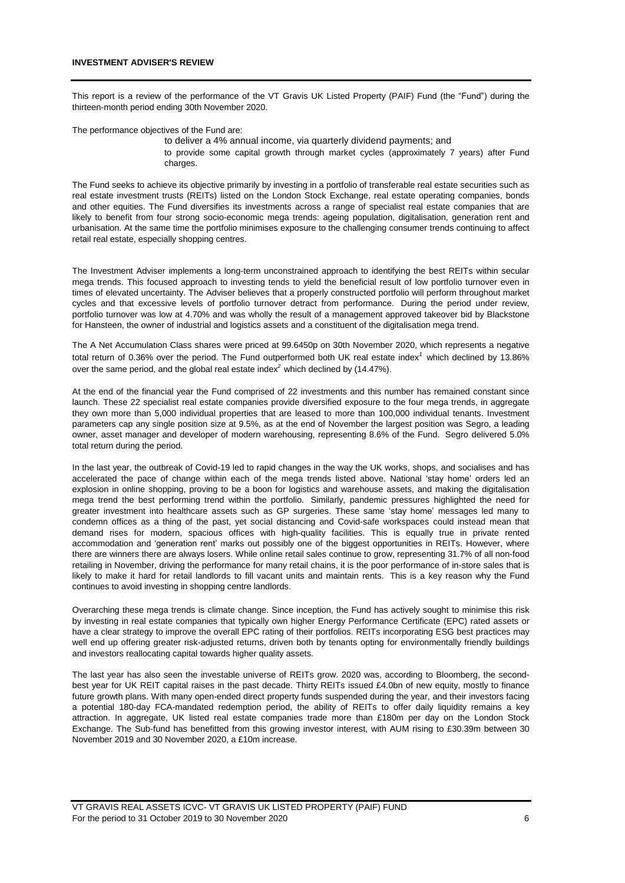**INVESTMENT ADVISER'S REVIEW**

This report is a review of the performance of the VT Gravis UK Listed Property (PAIF) Fund (the "Fund") during the thirteen-month period ending 30th November 2020.

The performance objectives of the Fund are:

- to deliver a 4% annual income, via quarterly dividend payments; and
- to provide some capital growth through market cycles (approximately 7 years) after Fund charges.

The Fund seeks to achieve its objective primarily by investing in a portfolio of transferable real estate securities such as real estate investment trusts (REITs) listed on the London Stock Exchange, real estate operating companies, bonds and other equities. The Fund diversifies its investments across a range of specialist real estate companies that are likely to benefit from four strong socio-economic mega trends: ageing population, digitalisation, generation rent and urbanisation. At the same time the portfolio minimises exposure to the challenging consumer trends continuing to affect retail real estate, especially shopping centres.

The Investment Adviser implements a long-term unconstrained approach to identifying the best REITs within secular mega trends. This focused approach to investing tends to yield the beneficial result of low portfolio turnover even in times of elevated uncertainty. The Adviser believes that a properly constructed portfolio will perform throughout market cycles and that excessive levels of portfolio turnover detract from performance. During the period under review, portfolio turnover was low at 4.70% and was wholly the result of a management approved takeover bid by Blackstone for Hansteen, the owner of industrial and logistics assets and a constituent of the digitalisation mega trend.

The A Net Accumulation Class shares were priced at 99.6450p on 30th November 2020, which represents a negative total return of 0.36% over the period. The Fund outperformed both UK real estate index[1] which declined by 13.86% over the same period, and the global real estate index[2] which declined by (14.47%).

At the end of the financial year the Fund comprised of 22 investments and this number has remained constant since launch. These 22 specialist real estate companies provide diversified exposure to the four mega trends, in aggregate they own more than 5,000 individual properties that are leased to more than 100,000 individual tenants. Investment parameters cap any single position size at 9.5%, as at the end of November the largest position was Segro, a leading owner, asset manager and developer of modern warehousing, representing 8.6% of the Fund. Segro delivered 5.0% total return during the period.

In the last year, the outbreak of Covid-19 led to rapid changes in the way the UK works, shops, and socialises and has accelerated the pace of change within each of the mega trends listed above. National 'stay home' orders led an explosion in online shopping, proving to be a boon for logistics and warehouse assets, and making the digitalisation mega trend the best performing trend within the portfolio. Similarly, pandemic pressures highlighted the need for greater investment into healthcare assets such as GP surgeries. These same 'stay home' messages led many to condemn offices as a thing of the past, yet social distancing and Covid-safe workspaces could instead mean that demand rises for modern, spacious offices with high-quality facilities. This is equally true in private rented accommodation and 'generation rent' marks out possibly one of the biggest opportunities in REITs. However, where there are winners there are always losers. While online retail sales continue to grow, representing 31.7% of all non-food retailing in November, driving the performance for many retail chains, it is the poor performance of in-store sales that is likely to make it hard for retail landlords to fill vacant units and maintain rents. This is a key reason why the Fund continues to avoid investing in shopping centre landlords.

Overarching these mega trends is climate change. Since inception, the Fund has actively sought to minimise this risk by investing in real estate companies that typically own higher Energy Performance Certificate (EPC) rated assets or have a clear strategy to improve the overall EPC rating of their portfolios. REITs incorporating ESG best practices may well end up offering greater risk-adjusted returns, driven both by tenants opting for environmentally friendly buildings and investors reallocating capital towards higher quality assets.

The last year has also seen the investable universe of REITs grow. 2020 was, according to Bloomberg, the second-best year for UK REIT capital raises in the past decade. Thirty REITs issued £4.0bn of new equity, mostly to finance future growth plans. With many open-ended direct property funds suspended during the year, and their investors facing a potential 180-day FCA-mandated redemption period, the ability of REITs to offer daily liquidity remains a key attraction. In aggregate, UK listed real estate companies trade more than £180m per day on the London Stock Exchange. The Sub-fund has benefitted from this growing investor interest, with AUM rising to £30.39m between 30 November 2019 and 30 November 2020, a £10m increase.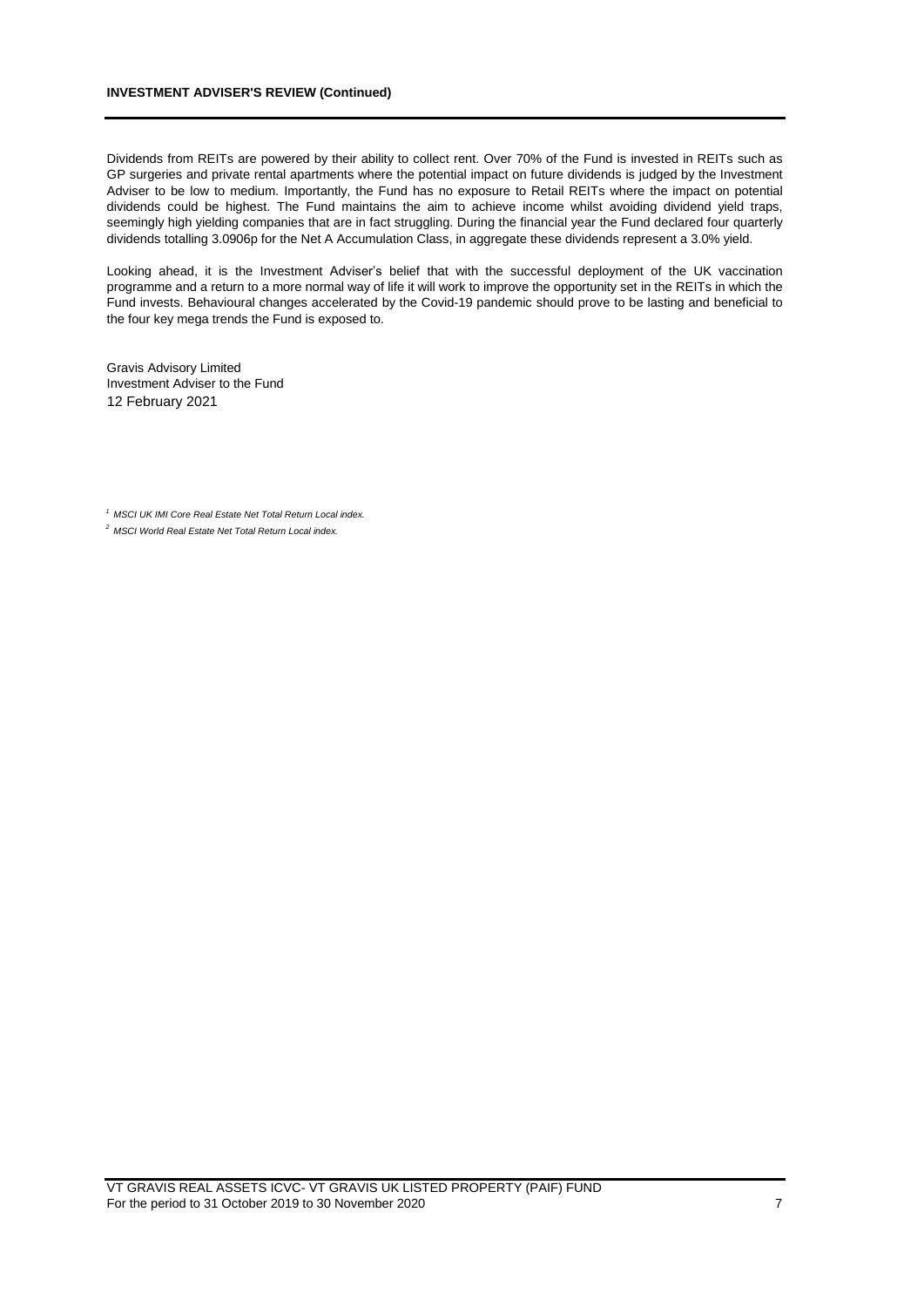**INVESTMENT ADVISER'S REVIEW (Continued)**

Dividends from REITs are powered by their ability to collect rent. Over 70% of the Fund is invested in REITs such as GP surgeries and private rental apartments where the potential impact on future dividends is judged by the Investment Adviser to be low to medium. Importantly, the Fund has no exposure to Retail REITs where the impact on potential dividends could be highest. The Fund maintains the aim to achieve income whilst avoiding dividend yield traps, seemingly high yielding companies that are in fact struggling. During the financial year the Fund declared four quarterly dividends totalling 3.0906p for the Net A Accumulation Class, in aggregate these dividends represent a 3.0% yield.

Looking ahead, it is the Investment Adviser's belief that with the successful deployment of the UK vaccination programme and a return to a more normal way of life it will work to improve the opportunity set in the REITs in which the Fund invests. Behavioural changes accelerated by the Covid-19 pandemic should prove to be lasting and beneficial to the four key mega trends the Fund is exposed to.

Gravis Advisory Limited
Investment Adviser to the Fund
12 February 2021

[1] *MSCI UK IMI Core Real Estate Net Total Return Local index.*

[2] *MSCI World Real Estate Net Total Return Local index.*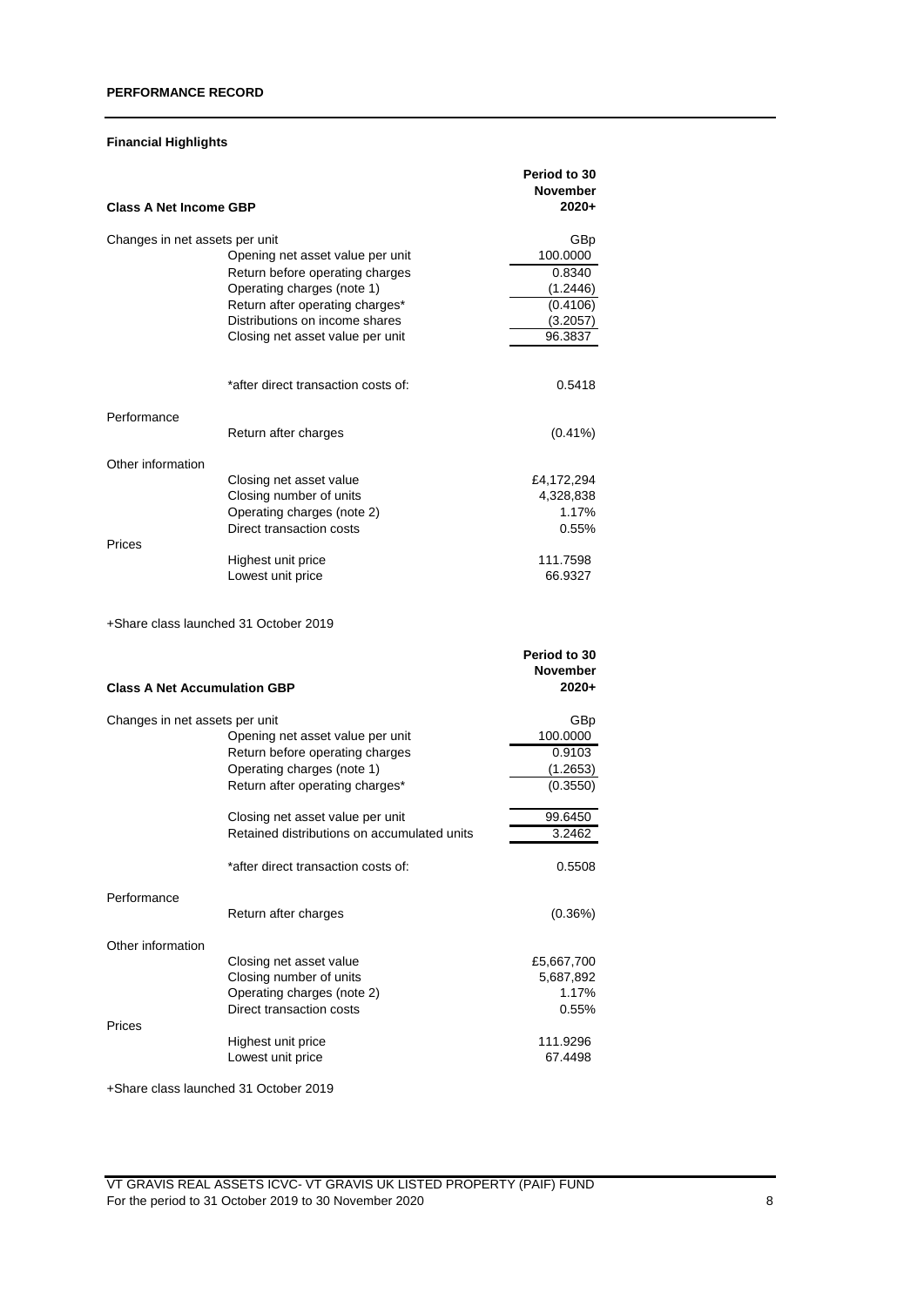**PERFORMANCE RECORD**

**Financial Highlights**

| **Class A Net Income GBP** | | **Period to 30 November 2020+** |
|---|---|---|
| Changes in net assets per unit | | GBp |
| | Opening net asset value per unit | 100.0000 |
| | Return before operating charges | 0.8340 |
| | Operating charges (note 1) | (1.2446) |
| | Return after operating charges* | (0.4106) |
| | Distributions on income shares | (3.2057) |
| | Closing net asset value per unit | 96.3837 |
| | | |
| | *after direct transaction costs of: | 0.5418 |
| Performance | | |
| | Return after charges | (0.41%) |
| Other information | | |
| | Closing net asset value | £4,172,294 |
| | Closing number of units | 4,328,838 |
| | Operating charges (note 2) | 1.17% |
| | Direct transaction costs | 0.55% |
| Prices | | |
| | Highest unit price | 111.7598 |
| | Lowest unit price | 66.9327 |

+Share class launched 31 October 2019

| **Class A Net Accumulation GBP** | | **Period to 30 November 2020+** |
|---|---|---|
| Changes in net assets per unit | | GBp |
| | Opening net asset value per unit | 100.0000 |
| | Return before operating charges | 0.9103 |
| | Operating charges (note 1) | (1.2653) |
| | Return after operating charges* | (0.3550) |
| | | |
| | Closing net asset value per unit | 99.6450 |
| | Retained distributions on accumulated units | 3.2462 |
| | | |
| | *after direct transaction costs of: | 0.5508 |
| Performance | | |
| | Return after charges | (0.36%) |
| Other information | | |
| | Closing net asset value | £5,667,700 |
| | Closing number of units | 5,687,892 |
| | Operating charges (note 2) | 1.17% |
| | Direct transaction costs | 0.55% |
| Prices | | |
| | Highest unit price | 111.9296 |
| | Lowest unit price | 67.4498 |

+Share class launched 31 October 2019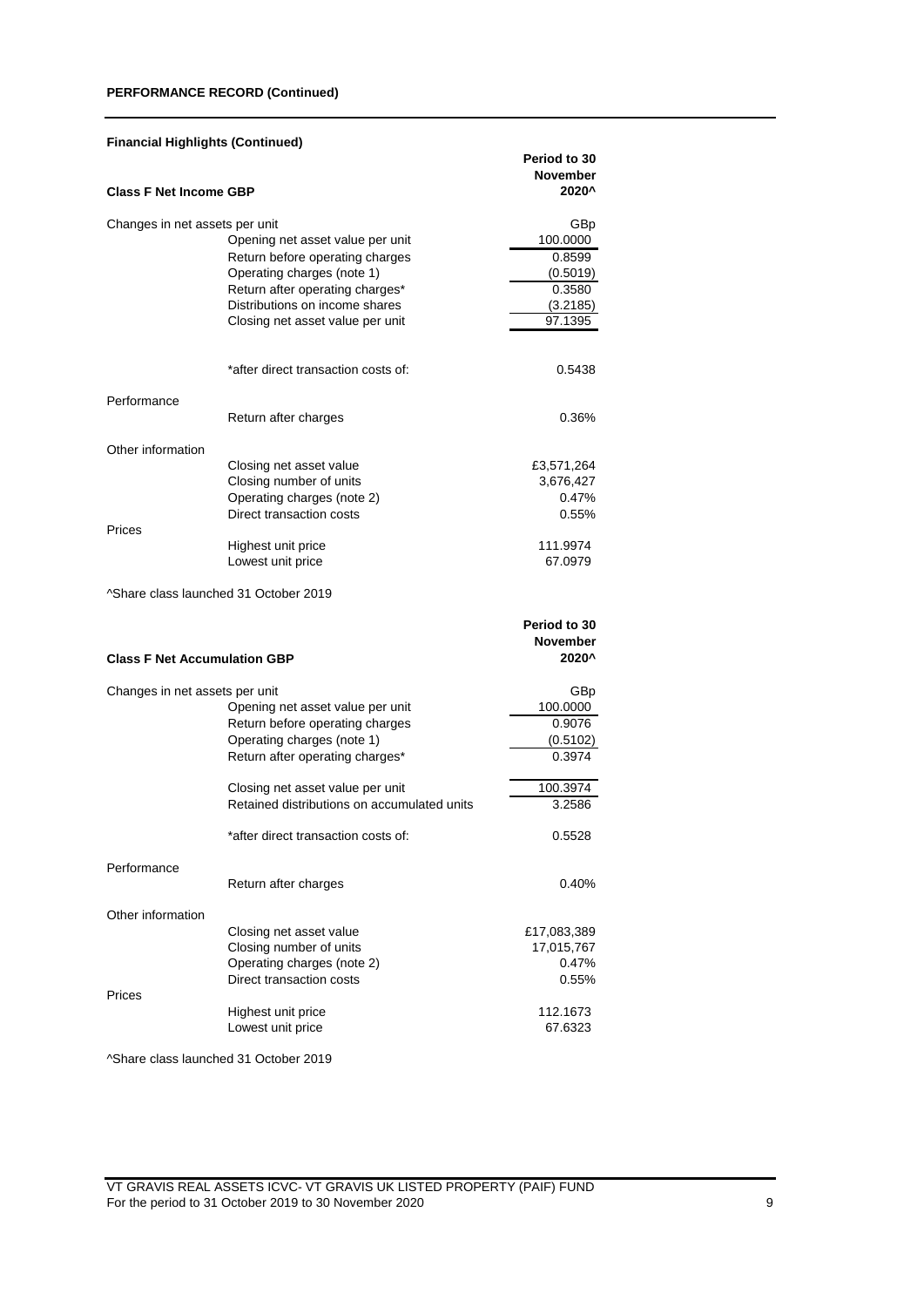**PERFORMANCE RECORD (Continued)**

**Financial Highlights (Continued)**

| **Class F Net Income GBP** | | **Period to 30 November 2020^** |
|---|---|---|
| Changes in net assets per unit | | GBp |
| | Opening net asset value per unit | 100.0000 |
| | Return before operating charges | 0.8599 |
| | Operating charges (note 1) | (0.5019) |
| | Return after operating charges* | 0.3580 |
| | Distributions on income shares | (3.2185) |
| | Closing net asset value per unit | 97.1395 |
| | | |
| | *after direct transaction costs of: | 0.5438 |
| Performance | | |
| | Return after charges | 0.36% |
| Other information | | |
| | Closing net asset value | £3,571,264 |
| | Closing number of units | 3,676,427 |
| | Operating charges (note 2) | 0.47% |
| | Direct transaction costs | 0.55% |
| Prices | | |
| | Highest unit price | 111.9974 |
| | Lowest unit price | 67.0979 |

^Share class launched 31 October 2019

| **Class F Net Accumulation GBP** | | **Period to 30 November 2020^** |
|---|---|---|
| Changes in net assets per unit | | GBp |
| | Opening net asset value per unit | 100.0000 |
| | Return before operating charges | 0.9076 |
| | Operating charges (note 1) | (0.5102) |
| | Return after operating charges* | 0.3974 |
| | | |
| | Closing net asset value per unit | 100.3974 |
| | Retained distributions on accumulated units | 3.2586 |
| | | |
| | *after direct transaction costs of: | 0.5528 |
| Performance | | |
| | Return after charges | 0.40% |
| Other information | | |
| | Closing net asset value | £17,083,389 |
| | Closing number of units | 17,015,767 |
| | Operating charges (note 2) | 0.47% |
| | Direct transaction costs | 0.55% |
| Prices | | |
| | Highest unit price | 112.1673 |
| | Lowest unit price | 67.6323 |

^Share class launched 31 October 2019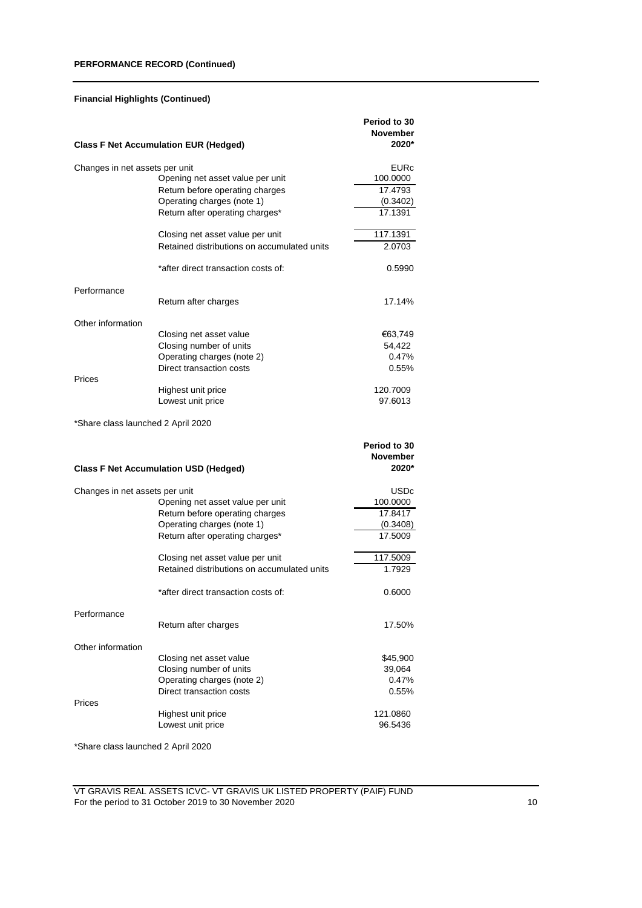**PERFORMANCE RECORD (Continued)**

**Financial Highlights (Continued)**

| **Class F Net Accumulation EUR (Hedged)** | | **Period to 30 November 2020*** |
|---|---|---|
| Changes in net assets per unit | | EURc |
| | Opening net asset value per unit | 100.0000 |
| | Return before operating charges | 17.4793 |
| | Operating charges (note 1) | (0.3402) |
| | Return after operating charges* | 17.1391 |
| | Closing net asset value per unit | 117.1391 |
| | Retained distributions on accumulated units | 2.0703 |
| | *after direct transaction costs of: | 0.5990 |
| Performance | | |
| | Return after charges | 17.14% |
| Other information | | |
| | Closing net asset value | €63,749 |
| | Closing number of units | 54,422 |
| | Operating charges (note 2) | 0.47% |
| | Direct transaction costs | 0.55% |
| Prices | | |
| | Highest unit price | 120.7009 |
| | Lowest unit price | 97.6013 |

*Share class launched 2 April 2020

| **Class F Net Accumulation USD (Hedged)** | | **Period to 30 November 2020*** |
|---|---|---|
| Changes in net assets per unit | | USDc |
| | Opening net asset value per unit | 100.0000 |
| | Return before operating charges | 17.8417 |
| | Operating charges (note 1) | (0.3408) |
| | Return after operating charges* | 17.5009 |
| | Closing net asset value per unit | 117.5009 |
| | Retained distributions on accumulated units | 1.7929 |
| | *after direct transaction costs of: | 0.6000 |
| Performance | | |
| | Return after charges | 17.50% |
| Other information | | |
| | Closing net asset value | $45,900 |
| | Closing number of units | 39,064 |
| | Operating charges (note 2) | 0.47% |
| | Direct transaction costs | 0.55% |
| Prices | | |
| | Highest unit price | 121.0860 |
| | Lowest unit price | 96.5436 |

*Share class launched 2 April 2020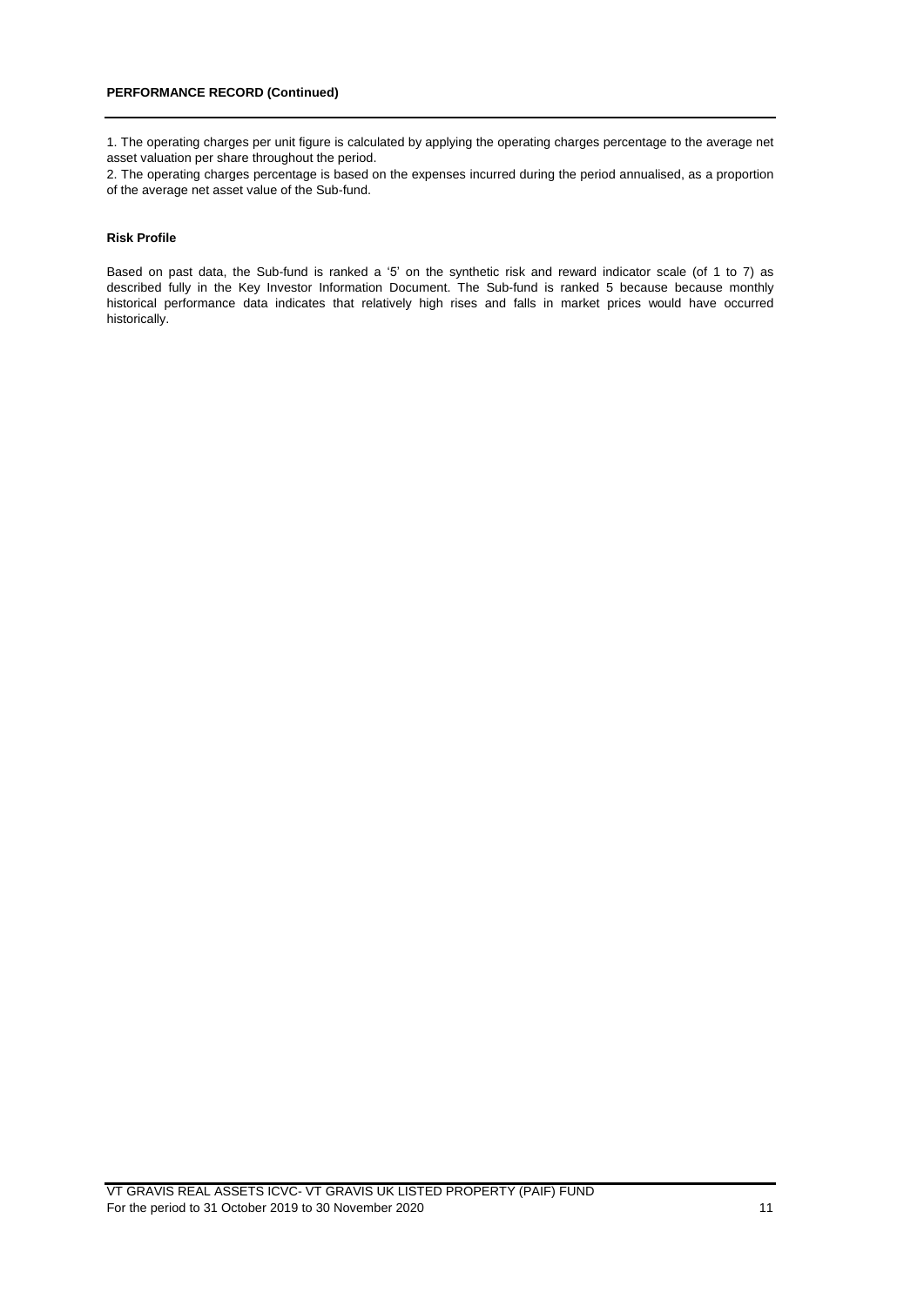**PERFORMANCE RECORD (Continued)**

1. The operating charges per unit figure is calculated by applying the operating charges percentage to the average net asset valuation per share throughout the period.
2. The operating charges percentage is based on the expenses incurred during the period annualised, as a proportion of the average net asset value of the Sub-fund.

**Risk Profile**

Based on past data, the Sub-fund is ranked a '5' on the synthetic risk and reward indicator scale (of 1 to 7) as described fully in the Key Investor Information Document. The Sub-fund is ranked 5 because because monthly historical performance data indicates that relatively high rises and falls in market prices would have occurred historically.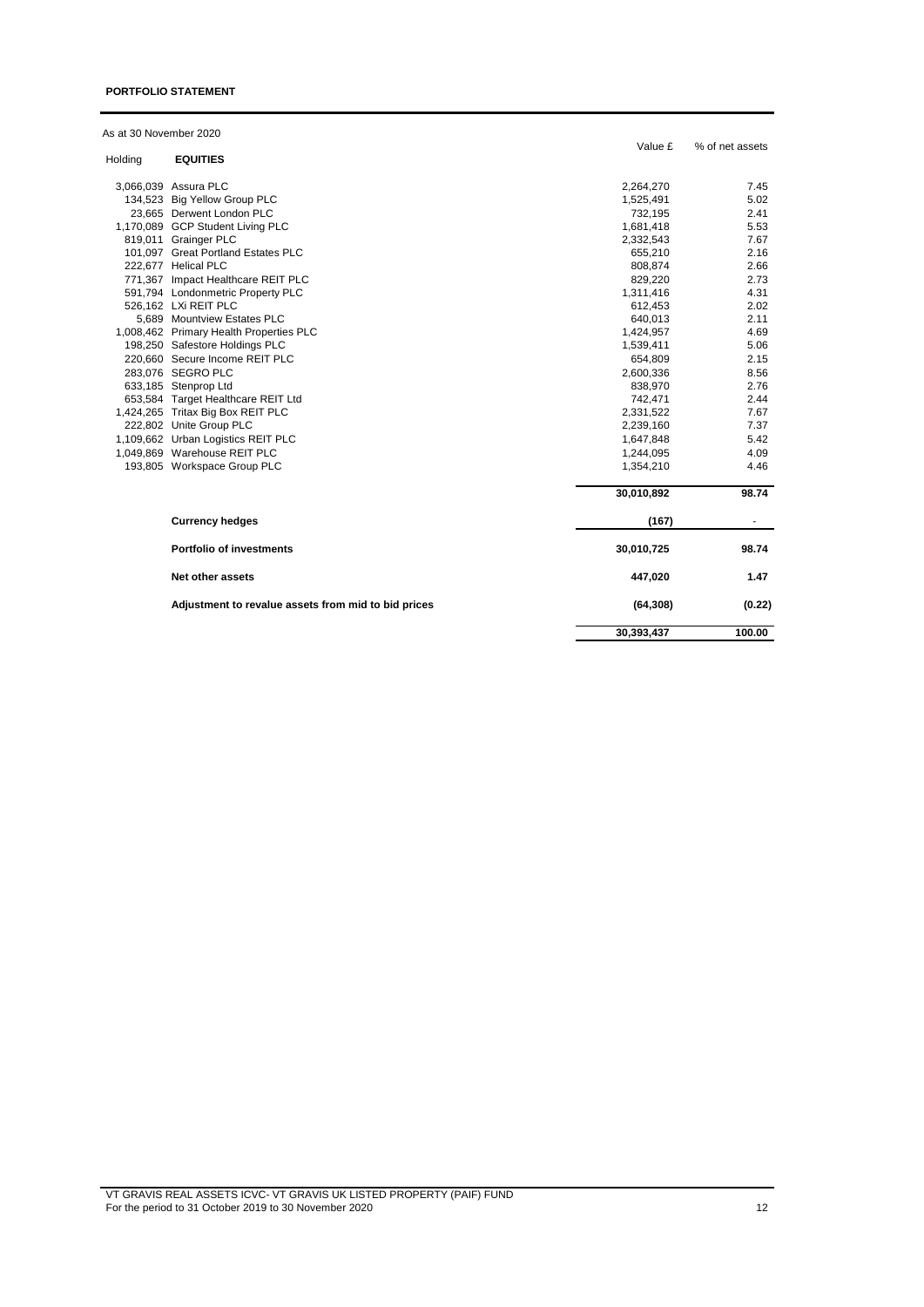**PORTFOLIO STATEMENT**

As at 30 November 2020

| Holding | EQUITIES | Value £ | % of net assets |
|---|---|---|---|
| 3,066,039 | Assura PLC | 2,264,270 | 7.45 |
| 134,523 | Big Yellow Group PLC | 1,525,491 | 5.02 |
| 23,665 | Derwent London PLC | 732,195 | 2.41 |
| 1,170,089 | GCP Student Living PLC | 1,681,418 | 5.53 |
| 819,011 | Grainger PLC | 2,332,543 | 7.67 |
| 101,097 | Great Portland Estates PLC | 655,210 | 2.16 |
| 222,677 | Helical PLC | 808,874 | 2.66 |
| 771,367 | Impact Healthcare REIT PLC | 829,220 | 2.73 |
| 591,794 | Londonmetric Property PLC | 1,311,416 | 4.31 |
| 526,162 | LXi REIT PLC | 612,453 | 2.02 |
| 5,689 | Mountview Estates PLC | 640,013 | 2.11 |
| 1,008,462 | Primary Health Properties PLC | 1,424,957 | 4.69 |
| 198,250 | Safestore Holdings PLC | 1,539,411 | 5.06 |
| 220,660 | Secure Income REIT PLC | 654,809 | 2.15 |
| 283,076 | SEGRO PLC | 2,600,336 | 8.56 |
| 633,185 | Stenprop Ltd | 838,970 | 2.76 |
| 653,584 | Target Healthcare REIT Ltd | 742,471 | 2.44 |
| 1,424,265 | Tritax Big Box REIT PLC | 2,331,522 | 7.67 |
| 222,802 | Unite Group PLC | 2,239,160 | 7.37 |
| 1,109,662 | Urban Logistics REIT PLC | 1,647,848 | 5.42 |
| 1,049,869 | Warehouse REIT PLC | 1,244,095 | 4.09 |
| 193,805 | Workspace Group PLC | 1,354,210 | 4.46 |
| | | **30,010,892** | **98.74** |
| | **Currency hedges** | **(167)** | - |
| | **Portfolio of investments** | **30,010,725** | **98.74** |
| | **Net other assets** | **447,020** | **1.47** |
| | **Adjustment to revalue assets from mid to bid prices** | **(64,308)** | **(0.22)** |
| | | **30,393,437** | **100.00** |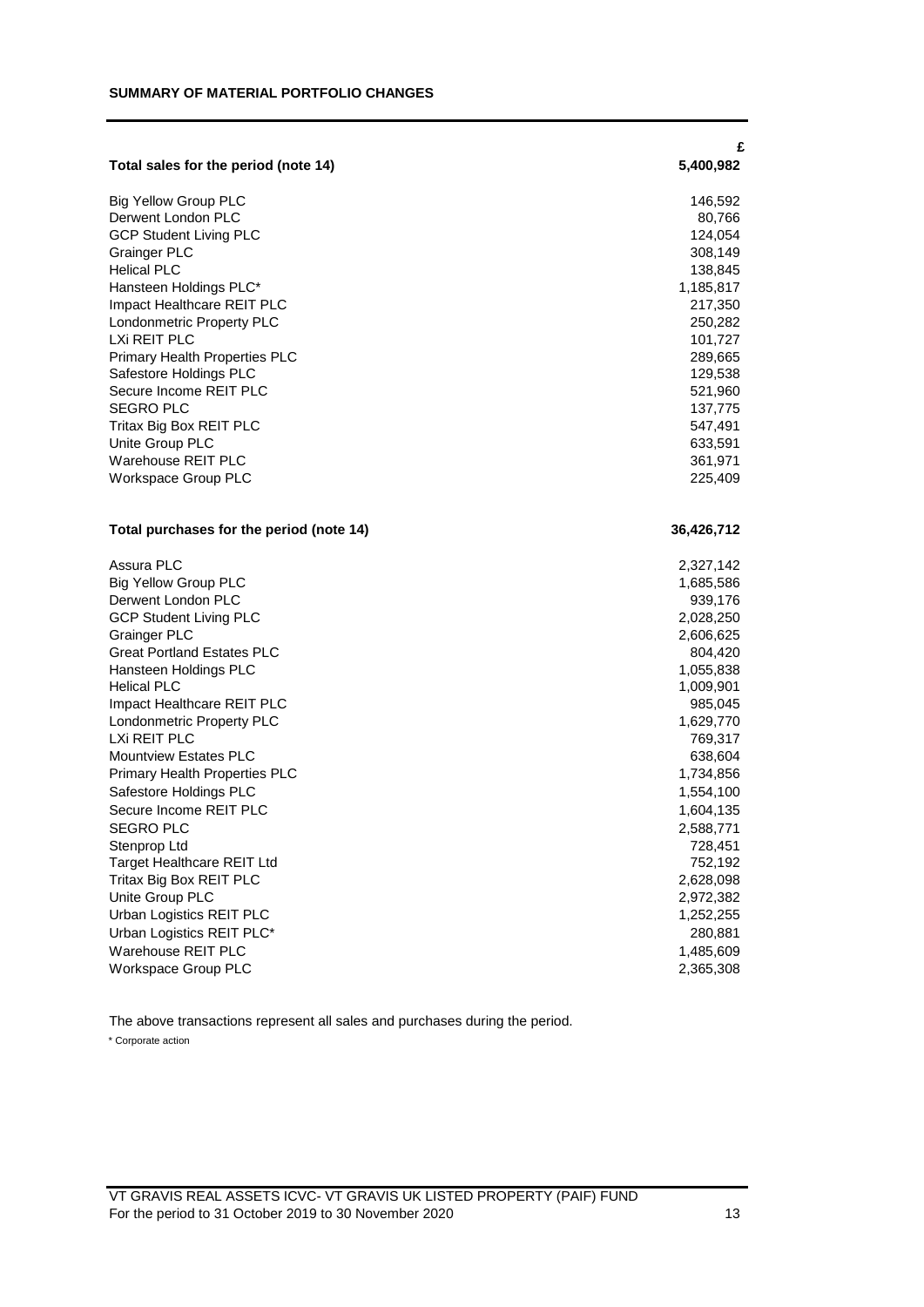## SUMMARY OF MATERIAL PORTFOLIO CHANGES

| | £ |
|---|---|
| **Total sales for the period (note 14)** | **5,400,982** |
| Big Yellow Group PLC | 146,592 |
| Derwent London PLC | 80,766 |
| GCP Student Living PLC | 124,054 |
| Grainger PLC | 308,149 |
| Helical PLC | 138,845 |
| Hansteen Holdings PLC* | 1,185,817 |
| Impact Healthcare REIT PLC | 217,350 |
| Londonmetric Property PLC | 250,282 |
| LXi REIT PLC | 101,727 |
| Primary Health Properties PLC | 289,665 |
| Safestore Holdings PLC | 129,538 |
| Secure Income REIT PLC | 521,960 |
| SEGRO PLC | 137,775 |
| Tritax Big Box REIT PLC | 547,491 |
| Unite Group PLC | 633,591 |
| Warehouse REIT PLC | 361,971 |
| Workspace Group PLC | 225,409 |

| | |
|---|---|
| **Total purchases for the period (note 14)** | **36,426,712** |
| Assura PLC | 2,327,142 |
| Big Yellow Group PLC | 1,685,586 |
| Derwent London PLC | 939,176 |
| GCP Student Living PLC | 2,028,250 |
| Grainger PLC | 2,606,625 |
| Great Portland Estates PLC | 804,420 |
| Hansteen Holdings PLC | 1,055,838 |
| Helical PLC | 1,009,901 |
| Impact Healthcare REIT PLC | 985,045 |
| Londonmetric Property PLC | 1,629,770 |
| LXi REIT PLC | 769,317 |
| Mountview Estates PLC | 638,604 |
| Primary Health Properties PLC | 1,734,856 |
| Safestore Holdings PLC | 1,554,100 |
| Secure Income REIT PLC | 1,604,135 |
| SEGRO PLC | 2,588,771 |
| Stenprop Ltd | 728,451 |
| Target Healthcare REIT Ltd | 752,192 |
| Tritax Big Box REIT PLC | 2,628,098 |
| Unite Group PLC | 2,972,382 |
| Urban Logistics REIT PLC | 1,252,255 |
| Urban Logistics REIT PLC* | 280,881 |
| Warehouse REIT PLC | 1,485,609 |
| Workspace Group PLC | 2,365,308 |

The above transactions represent all sales and purchases during the period.

\* Corporate action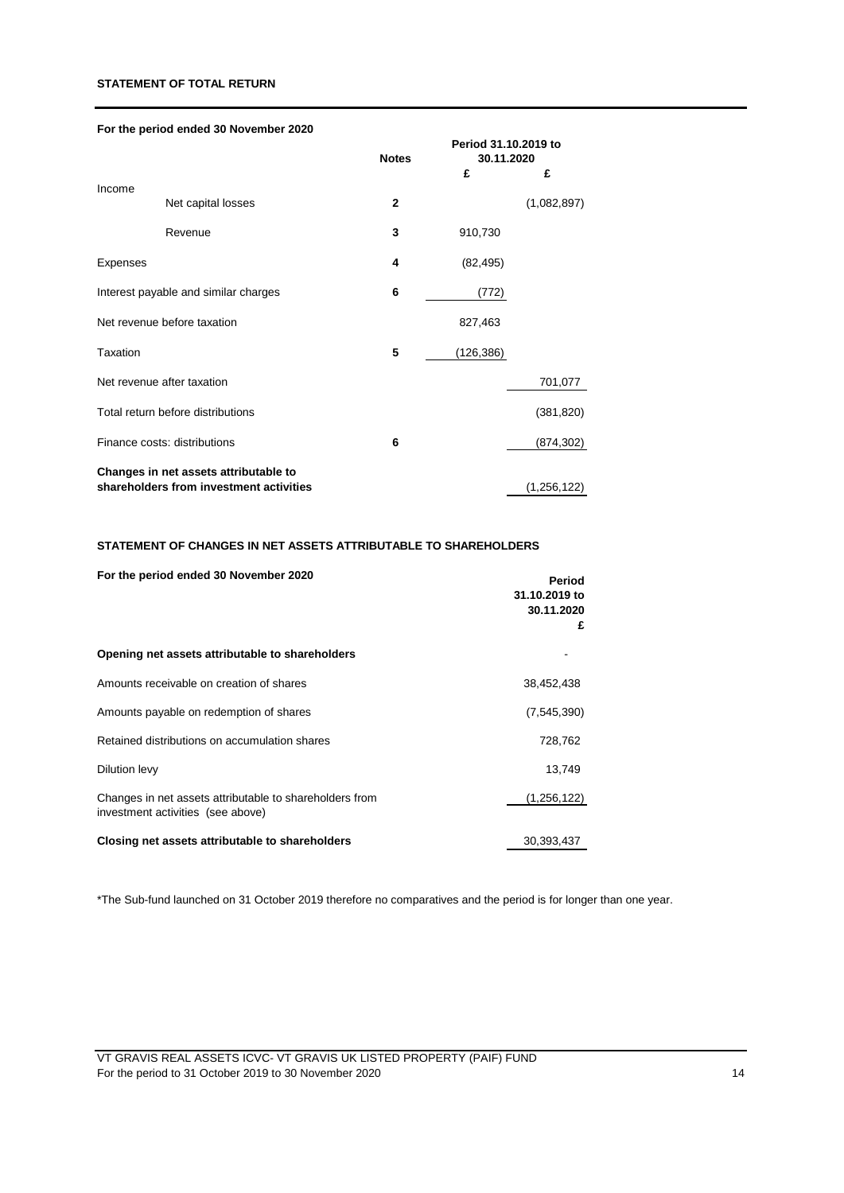## STATEMENT OF TOTAL RETURN

**For the period ended 30 November 2020**

| | Notes | Period 31.10.2019 to 30.11.2020 | |
|---|---|---|---|
| | | £ | £ |
| Income | | | |
| Net capital losses | 2 | | (1,082,897) |
| Revenue | 3 | 910,730 | |
| Expenses | 4 | (82,495) | |
| Interest payable and similar charges | 6 | (772) | |
| Net revenue before taxation | | 827,463 | |
| Taxation | 5 | (126,386) | |
| Net revenue after taxation | | | 701,077 |
| Total return before distributions | | | (381,820) |
| Finance costs: distributions | 6 | | (874,302) |
| **Changes in net assets attributable to shareholders from investment activities** | | | (1,256,122) |

## STATEMENT OF CHANGES IN NET ASSETS ATTRIBUTABLE TO SHAREHOLDERS

**For the period ended 30 November 2020**

| | Period 31.10.2019 to 30.11.2020 |
|---|---|
| | £ |
| **Opening net assets attributable to shareholders** | - |
| Amounts receivable on creation of shares | 38,452,438 |
| Amounts payable on redemption of shares | (7,545,390) |
| Retained distributions on accumulation shares | 728,762 |
| Dilution levy | 13,749 |
| Changes in net assets attributable to shareholders from investment activities (see above) | (1,256,122) |
| **Closing net assets attributable to shareholders** | 30,393,437 |

*The Sub-fund launched on 31 October 2019 therefore no comparatives and the period is for longer than one year.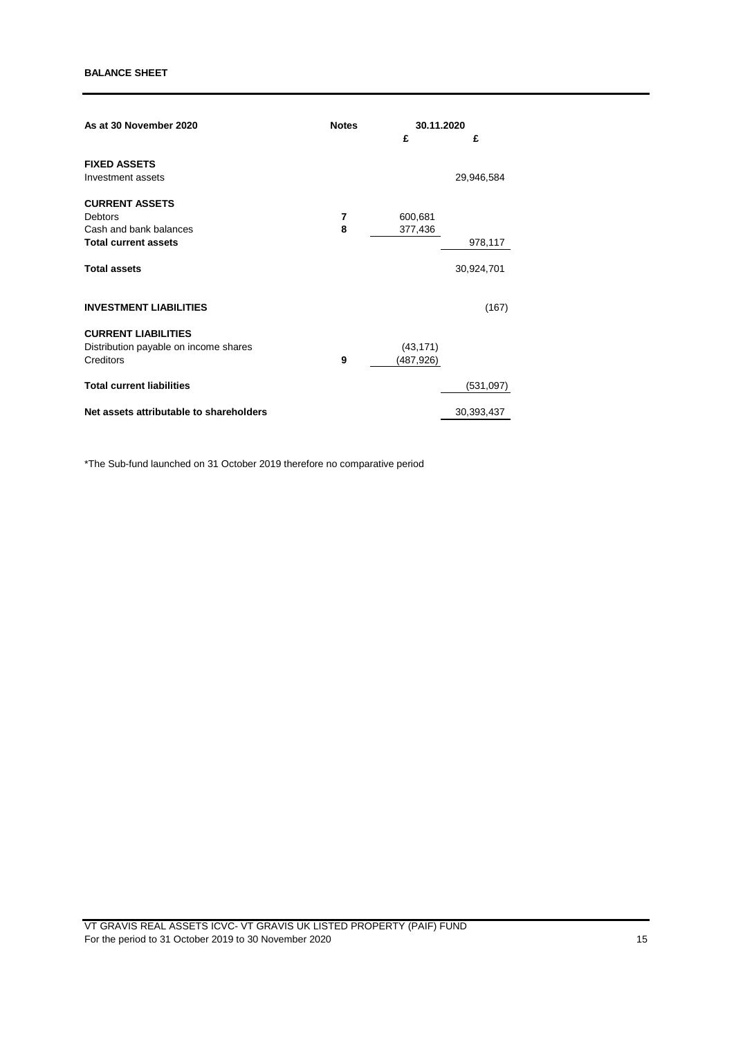**BALANCE SHEET**

| As at 30 November 2020 | Notes | 30.11.2020 | |
|---|---|---|---|
| | | £ | £ |
| **FIXED ASSETS** | | | |
| Investment assets | | | 29,946,584 |
| **CURRENT ASSETS** | | | |
| Debtors | 7 | 600,681 | |
| Cash and bank balances | 8 | 377,436 | |
| **Total current assets** | | | 978,117 |
| **Total assets** | | | 30,924,701 |
| **INVESTMENT LIABILITIES** | | | (167) |
| **CURRENT LIABILITIES** | | | |
| Distribution payable on income shares | | (43,171) | |
| Creditors | 9 | (487,926) | |
| **Total current liabilities** | | | (531,097) |
| **Net assets attributable to shareholders** | | | 30,393,437 |

*The Sub-fund launched on 31 October 2019 therefore no comparative period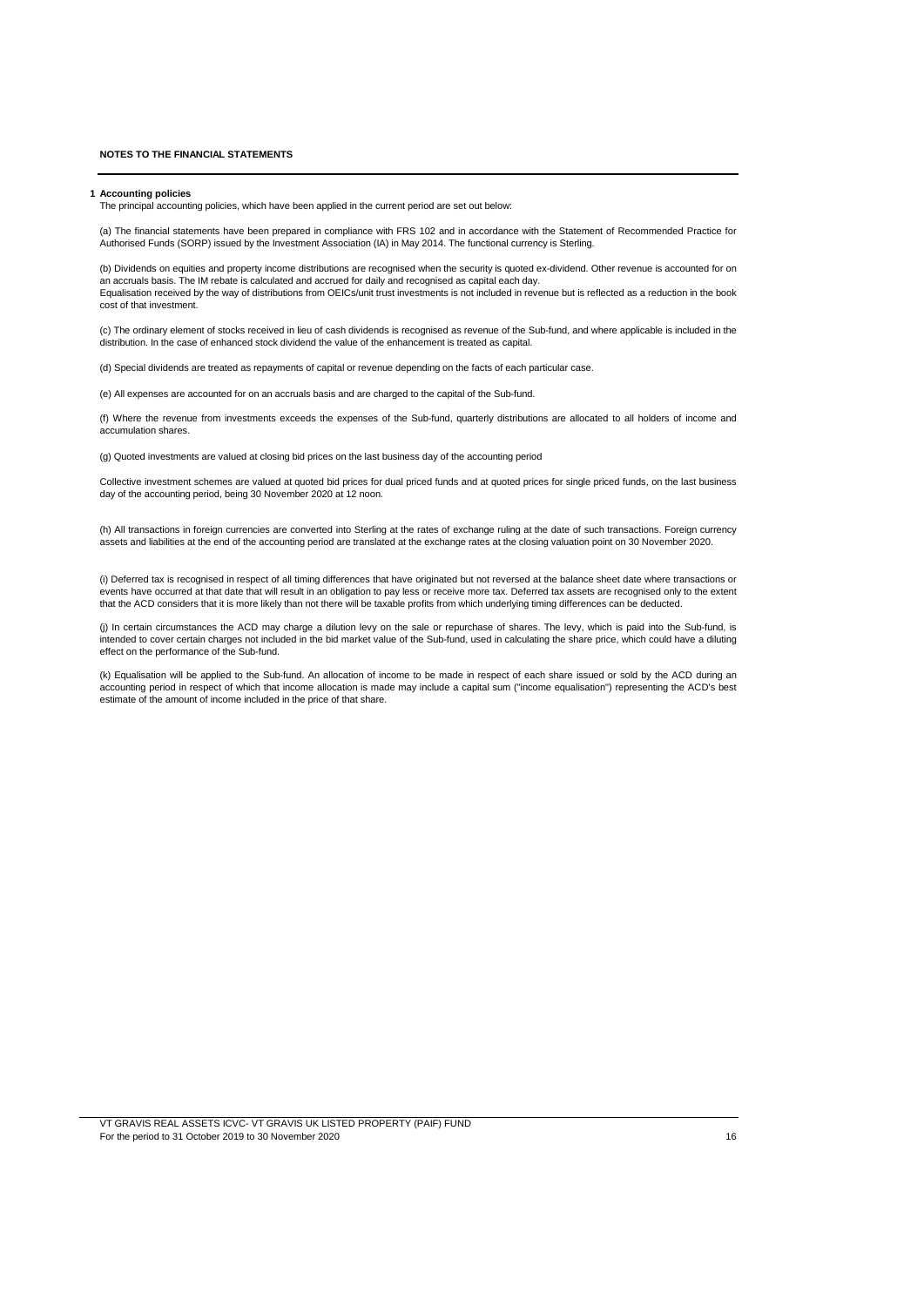## NOTES TO THE FINANCIAL STATEMENTS

### 1 Accounting policies

The principal accounting policies, which have been applied in the current period are set out below:

(a) The financial statements have been prepared in compliance with FRS 102 and in accordance with the Statement of Recommended Practice for Authorised Funds (SORP) issued by the Investment Association (IA) in May 2014. The functional currency is Sterling.

(b) Dividends on equities and property income distributions are recognised when the security is quoted ex-dividend. Other revenue is accounted for on an accruals basis. The IM rebate is calculated and accrued for daily and recognised as capital each day.
Equalisation received by the way of distributions from OEICs/unit trust investments is not included in revenue but is reflected as a reduction in the book cost of that investment.

(c) The ordinary element of stocks received in lieu of cash dividends is recognised as revenue of the Sub-fund, and where applicable is included in the distribution. In the case of enhanced stock dividend the value of the enhancement is treated as capital.

(d) Special dividends are treated as repayments of capital or revenue depending on the facts of each particular case.

(e) All expenses are accounted for on an accruals basis and are charged to the capital of the Sub-fund.

(f) Where the revenue from investments exceeds the expenses of the Sub-fund, quarterly distributions are allocated to all holders of income and accumulation shares.

(g) Quoted investments are valued at closing bid prices on the last business day of the accounting period

Collective investment schemes are valued at quoted bid prices for dual priced funds and at quoted prices for single priced funds, on the last business day of the accounting period, being 30 November 2020 at 12 noon.

(h) All transactions in foreign currencies are converted into Sterling at the rates of exchange ruling at the date of such transactions. Foreign currency assets and liabilities at the end of the accounting period are translated at the exchange rates at the closing valuation point on 30 November 2020.

(i) Deferred tax is recognised in respect of all timing differences that have originated but not reversed at the balance sheet date where transactions or events have occurred at that date that will result in an obligation to pay less or receive more tax. Deferred tax assets are recognised only to the extent that the ACD considers that it is more likely than not there will be taxable profits from which underlying timing differences can be deducted.

(j) In certain circumstances the ACD may charge a dilution levy on the sale or repurchase of shares. The levy, which is paid into the Sub-fund, is intended to cover certain charges not included in the bid market value of the Sub-fund, used in calculating the share price, which could have a diluting effect on the performance of the Sub-fund.

(k) Equalisation will be applied to the Sub-fund. An allocation of income to be made in respect of each share issued or sold by the ACD during an accounting period in respect of which that income allocation is made may include a capital sum ("income equalisation") representing the ACD's best estimate of the amount of income included in the price of that share.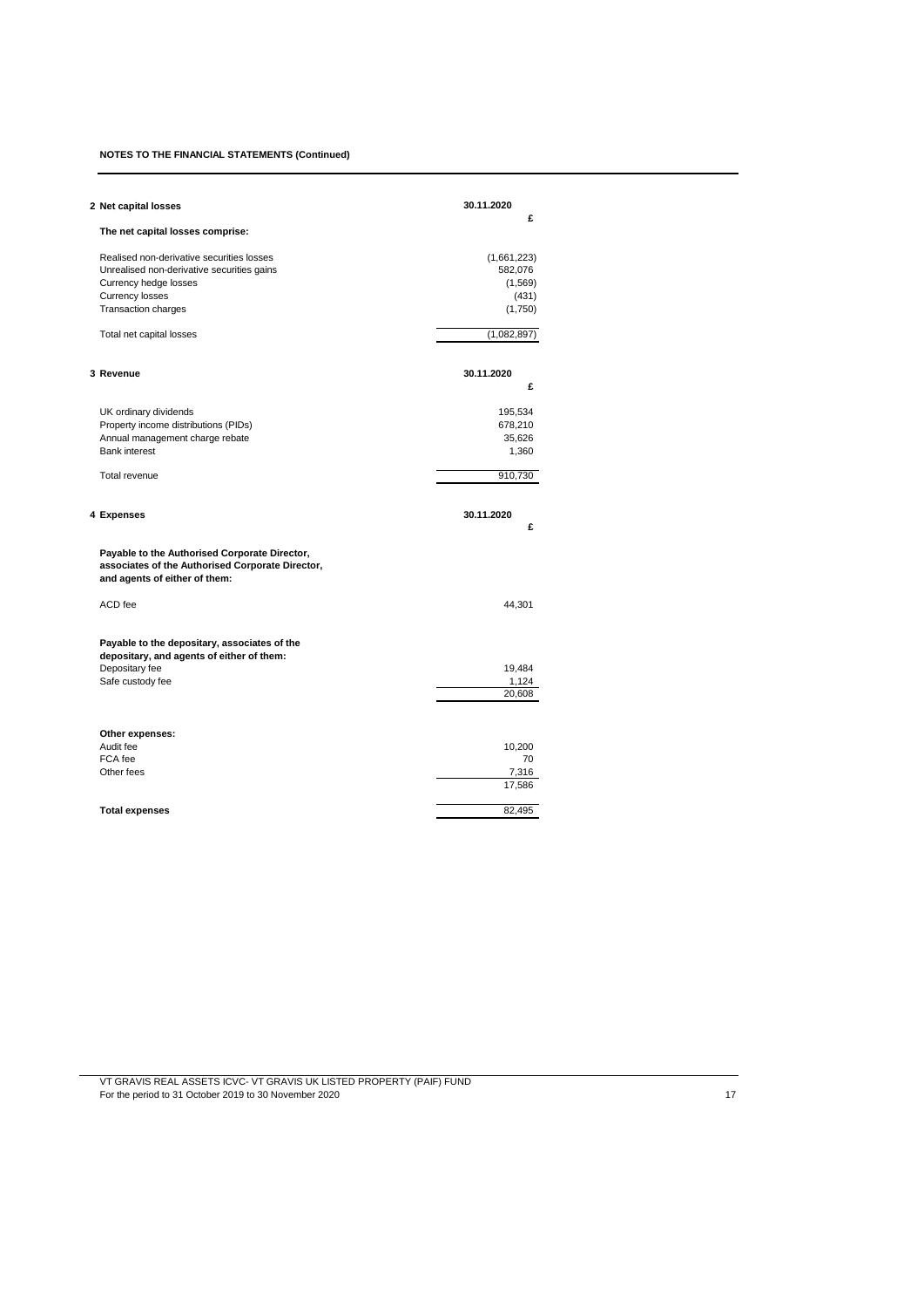**NOTES TO THE FINANCIAL STATEMENTS (Continued)**

**2 Net capital losses**

| | 30.11.2020 |
|---|---|
| | £ |
| **The net capital losses comprise:** | |
| Realised non-derivative securities losses | (1,661,223) |
| Unrealised non-derivative securities gains | 582,076 |
| Currency hedge losses | (1,569) |
| Currency losses | (431) |
| Transaction charges | (1,750) |
| Total net capital losses | (1,082,897) |

**3 Revenue**

| | 30.11.2020 |
|---|---|
| | £ |
| UK ordinary dividends | 195,534 |
| Property income distributions (PIDs) | 678,210 |
| Annual management charge rebate | 35,626 |
| Bank interest | 1,360 |
| Total revenue | 910,730 |

**4 Expenses**

| | 30.11.2020 |
|---|---|
| | £ |
| **Payable to the Authorised Corporate Director, associates of the Authorised Corporate Director, and agents of either of them:** | |
| ACD fee | 44,301 |
| **Payable to the depositary, associates of the depositary, and agents of either of them:** | |
| Depositary fee | 19,484 |
| Safe custody fee | 1,124 |
| | 20,608 |
| **Other expenses:** | |
| Audit fee | 10,200 |
| FCA fee | 70 |
| Other fees | 7,316 |
| | 17,586 |
| **Total expenses** | 82,495 |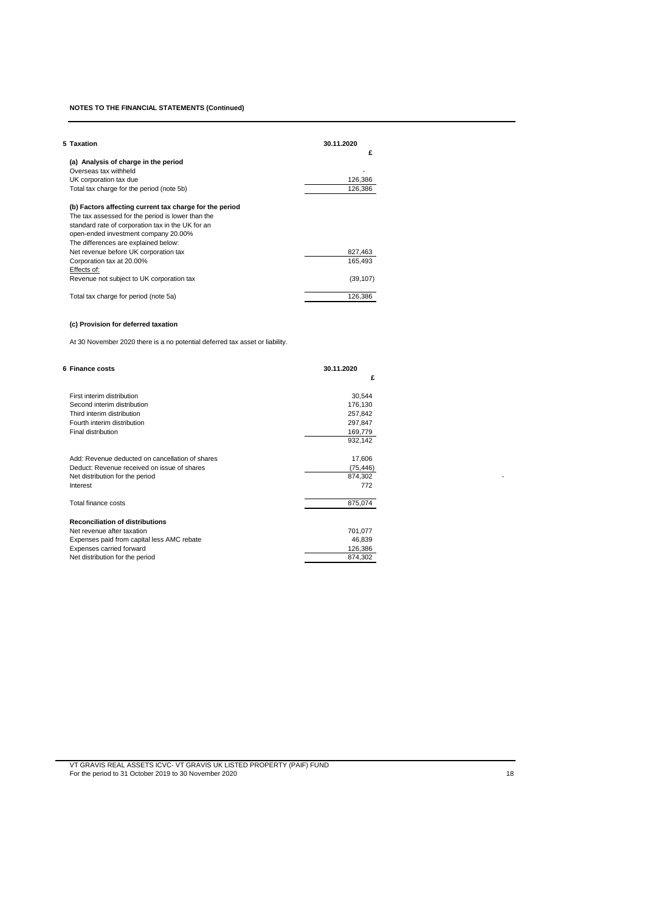**NOTES TO THE FINANCIAL STATEMENTS (Continued)**

## 5 Taxation

| | 30.11.2020 |
|---|---|
| | £ |
| **(a) Analysis of charge in the period** | |
| Overseas tax withheld | - |
| UK corporation tax due | 126,386 |
| Total tax charge for the period (note 5b) | 126,386 |
| | |
| **(b) Factors affecting current tax charge for the period** | |
| The tax assessed for the period is lower than the standard rate of corporation tax in the UK for an open-ended investment company 20.00% | |
| The differences are explained below: | |
| Net revenue before UK corporation tax | 827,463 |
| Corporation tax at 20.00% | 165,493 |
| Effects of: | |
| Revenue not subject to UK corporation tax | (39,107) |
| | |
| Total tax charge for period (note 5a) | 126,386 |

**(c) Provision for deferred taxation**

At 30 November 2020 there is a no potential deferred tax asset or liability.

## 6 Finance costs

| | 30.11.2020 |
|---|---|
| | £ |
| First interim distribution | 30,544 |
| Second interim distribution | 176,130 |
| Third interim distribution | 257,842 |
| Fourth interim distribution | 297,847 |
| Final distribution | 169,779 |
| | 932,142 |
| | |
| Add: Revenue deducted on cancellation of shares | 17,606 |
| Deduct: Revenue received on issue of shares | (75,446) |
| Net distribution for the period | 874,302 |
| Interest | 772 |
| | |
| Total finance costs | 875,074 |
| | |
| **Reconciliation of distributions** | |
| Net revenue after taxation | 701,077 |
| Expenses paid from capital less AMC rebate | 46,839 |
| Expenses carried forward | 126,386 |
| Net distribution for the period | 874,302 |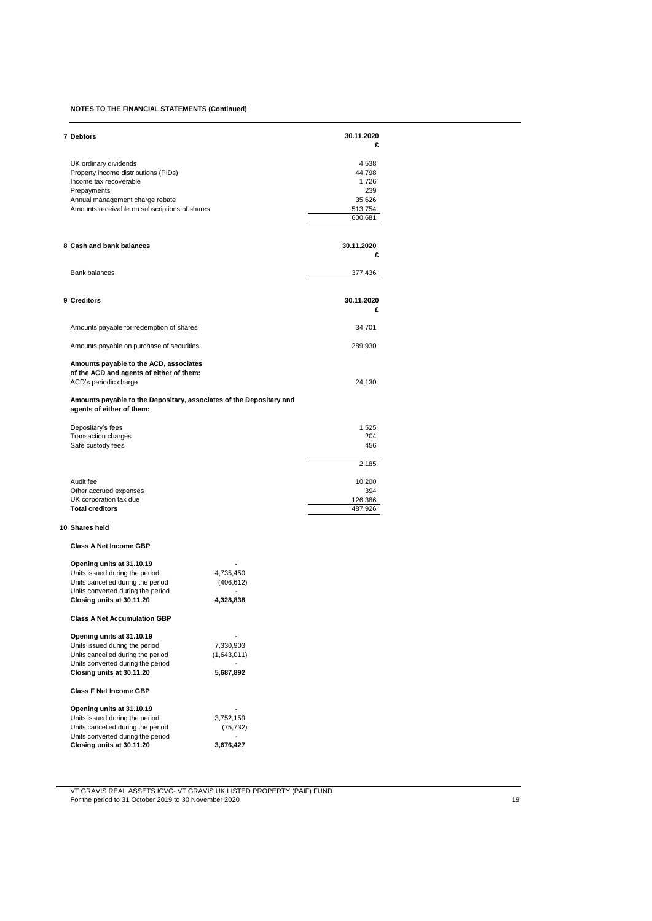**NOTES TO THE FINANCIAL STATEMENTS (Continued)**

**7 Debtors**

| | 30.11.2020 £ |
|---|---|
| UK ordinary dividends | 4,538 |
| Property income distributions (PIDs) | 44,798 |
| Income tax recoverable | 1,726 |
| Prepayments | 239 |
| Annual management charge rebate | 35,626 |
| Amounts receivable on subscriptions of shares | 513,754 |
| | 600,681 |

**8 Cash and bank balances**

| | 30.11.2020 £ |
|---|---|
| Bank balances | 377,436 |

**9 Creditors**

| | 30.11.2020 £ |
|---|---|
| Amounts payable for redemption of shares | 34,701 |
| Amounts payable on purchase of securities | 289,930 |
| **Amounts payable to the ACD, associates of the ACD and agents of either of them:** | |
| ACD's periodic charge | 24,130 |
| **Amounts payable to the Depositary, associates of the Depositary and agents of either of them:** | |
| Depositary's fees | 1,525 |
| Transaction charges | 204 |
| Safe custody fees | 456 |
| | 2,185 |
| Audit fee | 10,200 |
| Other accrued expenses | 394 |
| UK corporation tax due | 126,386 |
| **Total creditors** | 487,926 |

**10 Shares held**

**Class A Net Income GBP**

| | |
|---|---|
| **Opening units at 31.10.19** | - |
| Units issued during the period | 4,735,450 |
| Units cancelled during the period | (406,612) |
| Units converted during the period | - |
| **Closing units at 30.11.20** | **4,328,838** |

**Class A Net Accumulation GBP**

| | |
|---|---|
| **Opening units at 31.10.19** | - |
| Units issued during the period | 7,330,903 |
| Units cancelled during the period | (1,643,011) |
| Units converted during the period | - |
| **Closing units at 30.11.20** | **5,687,892** |

**Class F Net Income GBP**

| | |
|---|---|
| **Opening units at 31.10.19** | - |
| Units issued during the period | 3,752,159 |
| Units cancelled during the period | (75,732) |
| Units converted during the period | - |
| **Closing units at 30.11.20** | **3,676,427** |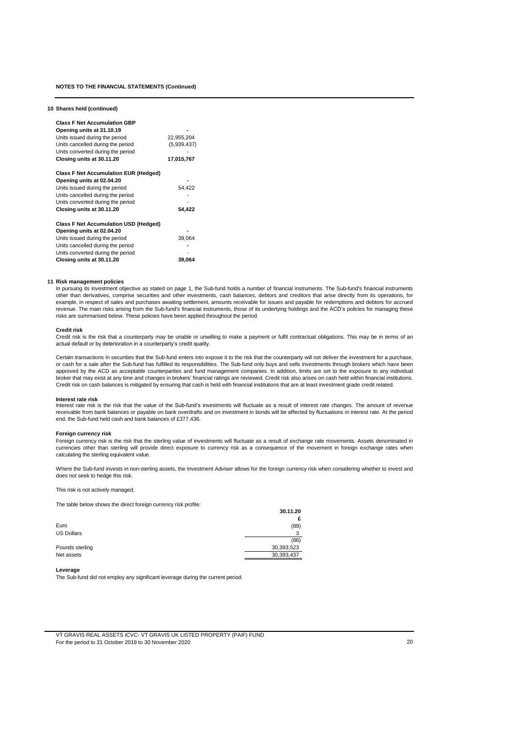**NOTES TO THE FINANCIAL STATEMENTS (Continued)**

**10 Shares held (continued)**

| **Class F Net Accumulation GBP** | |
|---|---|
| **Opening units at 31.10.19** | **-** |
| Units issued during the period | 22,955,204 |
| Units cancelled during the period | (5,939,437) |
| Units converted during the period | - |
| **Closing units at 30.11.20** | **17,015,767** |

| **Class F Net Accumulation EUR (Hedged)** | |
|---|---|
| **Opening units at 02.04.20** | **-** |
| Units issued during the period | 54,422 |
| Units cancelled during the period | - |
| Units converted during the period | - |
| **Closing units at 30.11.20** | **54,422** |

| **Class F Net Accumulation USD (Hedged)** | |
|---|---|
| **Opening units at 02.04.20** | **-** |
| Units issued during the period | 39,064 |
| Units cancelled during the period | **-** |
| Units converted during the period | - |
| **Closing units at 30.11.20** | **39,064** |

**11 Risk management policies**

In pursuing its investment objective as stated on page 1, the Sub-fund holds a number of financial instruments. The Sub-fund's financial instruments other than derivatives, comprise securities and other investments, cash balances, debtors and creditors that arise directly from its operations, for example, in respect of sales and purchases awaiting settlement, amounts receivable for issues and payable for redemptions and debtors for accrued revenue. The main risks arising from the Sub-fund's financial instruments, those of its underlying holdings and the ACD's policies for managing these risks are summarised below. These policies have been applied throughout the period.

**Credit risk**

Credit risk is the risk that a counterparty may be unable or unwilling to make a payment or fulfil contractual obligations. This may be in terms of an actual default or by deterioration in a counterparty's credit quality.

Certain transactions in securities that the Sub-fund enters into expose it to the risk that the counterparty will not deliver the investment for a purchase, or cash for a sale after the Sub-fund has fulfilled its responsibilities. The Sub-fund only buys and sells investments through brokers which have been approved by the ACD as acceptable counterparties and fund management companies. In addition, limits are set to the exposure to any individual broker that may exist at any time and changes in brokers' financial ratings are reviewed. Credit risk also arises on cash held within financial institutions. Credit risk on cash balances is mitigated by ensuring that cash is held with financial institutions that are at least investment grade credit related.

**Interest rate risk**

Interest rate risk is the risk that the value of the Sub-fund's investments will fluctuate as a result of interest rate changes. The amount of revenue receivable from bank balances or payable on bank overdrafts and on investment in bonds will be affected by fluctuations in interest rate. At the period end, the Sub-fund held cash and bank balances of £377,436.

**Foreign currency risk**

Foreign currency risk is the risk that the sterling value of investments will fluctuate as a result of exchange rate movements. Assets denominated in currencies other than sterling will provide direct exposure to currency risk as a consequence of the movement in foreign exchange rates when calculating the sterling equivalent value.

Where the Sub-fund invests in non-sterling assets, the Investment Adviser allows for the foreign currency risk when considering whether to invest and does not seek to hedge this risk.

This risk is not actively managed.

The table below shows the direct foreign currency risk profile:

| | **30.11.20** |
|---|---|
| | **£** |
| Euro | (89) |
| US Dollars | 3 |
| | (86) |
| Pounds sterling | 30,393,523 |
| Net assets | 30,393,437 |

**Leverage**

The Sub-fund did not employ any significant leverage during the current period.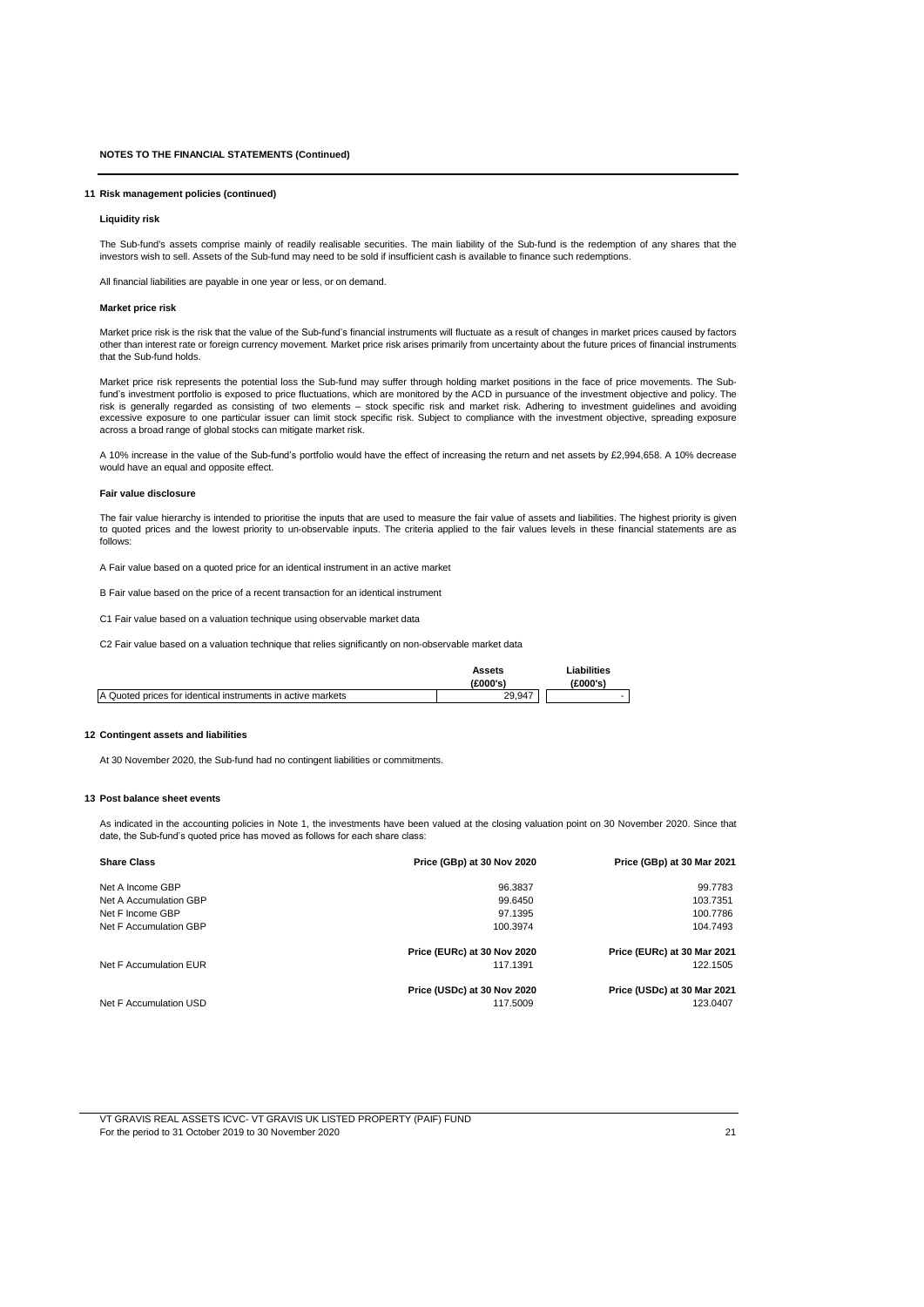**NOTES TO THE FINANCIAL STATEMENTS (Continued)**

### 11 Risk management policies (continued)

**Liquidity risk**

The Sub-fund's assets comprise mainly of readily realisable securities. The main liability of the Sub-fund is the redemption of any shares that the investors wish to sell. Assets of the Sub-fund may need to be sold if insufficient cash is available to finance such redemptions.

All financial liabilities are payable in one year or less, or on demand.

**Market price risk**

Market price risk is the risk that the value of the Sub-fund's financial instruments will fluctuate as a result of changes in market prices caused by factors other than interest rate or foreign currency movement. Market price risk arises primarily from uncertainty about the future prices of financial instruments that the Sub-fund holds.

Market price risk represents the potential loss the Sub-fund may suffer through holding market positions in the face of price movements. The Sub-fund's investment portfolio is exposed to price fluctuations, which are monitored by the ACD in pursuance of the investment objective and policy. The risk is generally regarded as consisting of two elements – stock specific risk and market risk. Adhering to investment guidelines and avoiding excessive exposure to one particular issuer can limit stock specific risk. Subject to compliance with the investment objective, spreading exposure across a broad range of global stocks can mitigate market risk.

A 10% increase in the value of the Sub-fund's portfolio would have the effect of increasing the return and net assets by £2,994,658. A 10% decrease would have an equal and opposite effect.

**Fair value disclosure**

The fair value hierarchy is intended to prioritise the inputs that are used to measure the fair value of assets and liabilities. The highest priority is given to quoted prices and the lowest priority to un-observable inputs. The criteria applied to the fair values levels in these financial statements are as follows:

A Fair value based on a quoted price for an identical instrument in an active market

B Fair value based on the price of a recent transaction for an identical instrument

C1 Fair value based on a valuation technique using observable market data

C2 Fair value based on a valuation technique that relies significantly on non-observable market data

| | Assets (£000's) | Liabilities (£000's) |
|---|---|---|
| A Quoted prices for identical instruments in active markets | 29,947 | - |

### 12 Contingent assets and liabilities

At 30 November 2020, the Sub-fund had no contingent liabilities or commitments.

### 13 Post balance sheet events

As indicated in the accounting policies in Note 1, the investments have been valued at the closing valuation point on 30 November 2020. Since that date, the Sub-fund's quoted price has moved as follows for each share class:

| Share Class | Price (GBp) at 30 Nov 2020 | Price (GBp) at 30 Mar 2021 |
|---|---|---|
| Net A Income GBP | 96.3837 | 99.7783 |
| Net A Accumulation GBP | 99.6450 | 103.7351 |
| Net F Income GBP | 97.1395 | 100.7786 |
| Net F Accumulation GBP | 100.3974 | 104.7493 |
| | **Price (EURc) at 30 Nov 2020** | **Price (EURc) at 30 Mar 2021** |
| Net F Accumulation EUR | 117.1391 | 122.1505 |
| | **Price (USDc) at 30 Nov 2020** | **Price (USDc) at 30 Mar 2021** |
| Net F Accumulation USD | 117.5009 | 123.0407 |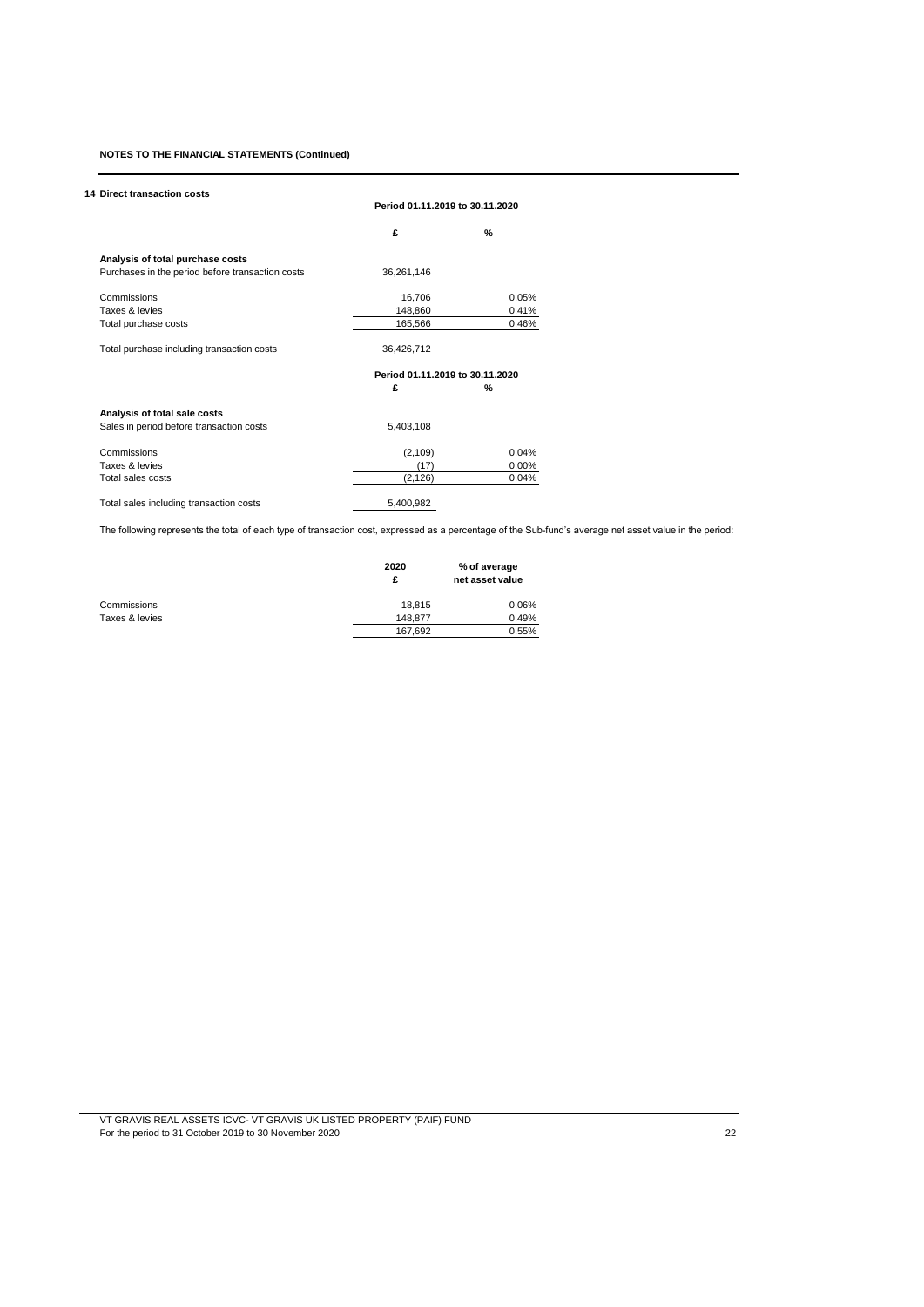**NOTES TO THE FINANCIAL STATEMENTS (Continued)**

**14 Direct transaction costs**

| | Period 01.11.2019 to 30.11.2020 | |
|---|---|---|
| | £ | % |
| **Analysis of total purchase costs** | | |
| Purchases in the period before transaction costs | 36,261,146 | |
| Commissions | 16,706 | 0.05% |
| Taxes & levies | 148,860 | 0.41% |
| Total purchase costs | 165,566 | 0.46% |
| Total purchase including transaction costs | 36,426,712 | |

| | Period 01.11.2019 to 30.11.2020 | |
|---|---|---|
| | £ | % |
| **Analysis of total sale costs** | | |
| Sales in period before transaction costs | 5,403,108 | |
| Commissions | (2,109) | 0.04% |
| Taxes & levies | (17) | 0.00% |
| Total sales costs | (2,126) | 0.04% |
| Total sales including transaction costs | 5,400,982 | |

The following represents the total of each type of transaction cost, expressed as a percentage of the Sub-fund's average net asset value in the period:

| | 2020 £ | % of average net asset value |
|---|---|---|
| Commissions | 18,815 | 0.06% |
| Taxes & levies | 148,877 | 0.49% |
| | 167,692 | 0.55% |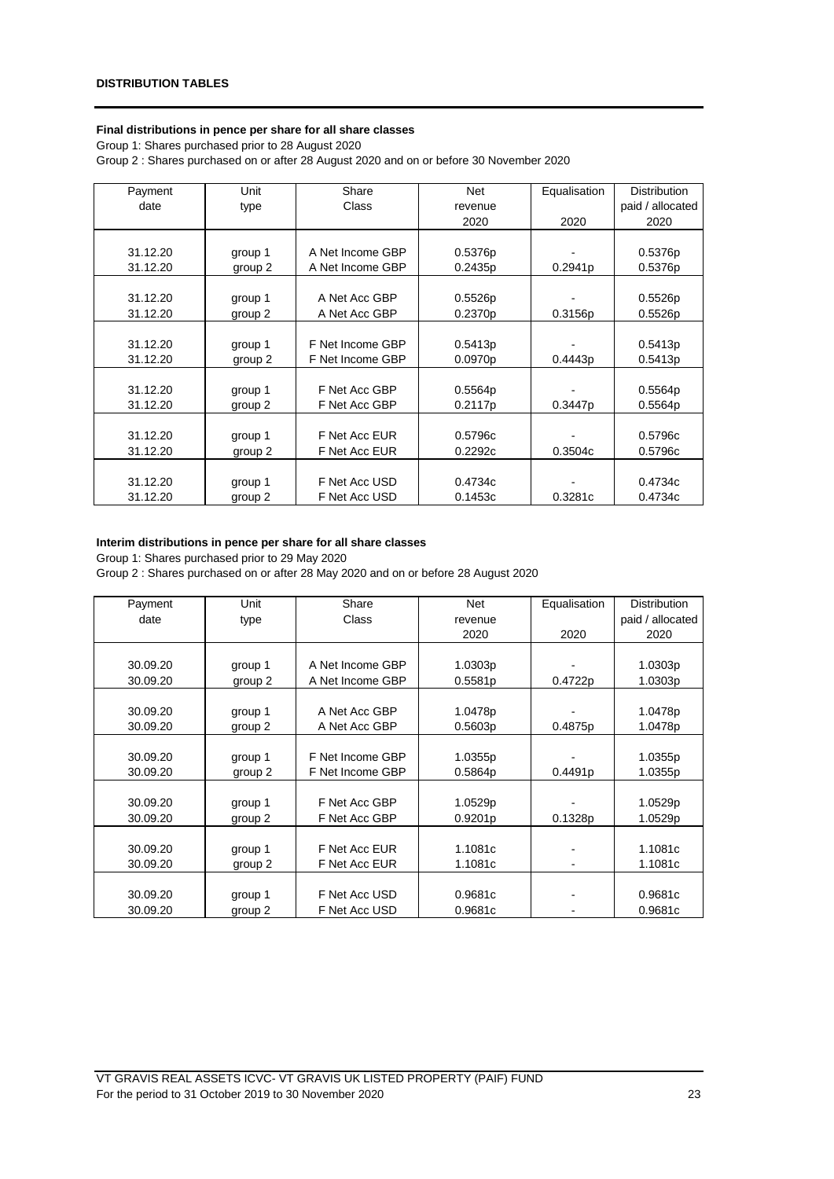**DISTRIBUTION TABLES**

**Final distributions in pence per share for all share classes**

Group 1: Shares purchased prior to 28 August 2020

Group 2 : Shares purchased on or after 28 August 2020 and on or before 30 November 2020

| Payment date | Unit type | Share Class | Net revenue 2020 | Equalisation 2020 | Distribution paid / allocated 2020 |
|---|---|---|---|---|---|
| 31.12.20 | group 1 | A Net Income GBP | 0.5376p | - | 0.5376p |
| 31.12.20 | group 2 | A Net Income GBP | 0.2435p | 0.2941p | 0.5376p |
| 31.12.20 | group 1 | A Net Acc GBP | 0.5526p | - | 0.5526p |
| 31.12.20 | group 2 | A Net Acc GBP | 0.2370p | 0.3156p | 0.5526p |
| 31.12.20 | group 1 | F Net Income GBP | 0.5413p | - | 0.5413p |
| 31.12.20 | group 2 | F Net Income GBP | 0.0970p | 0.4443p | 0.5413p |
| 31.12.20 | group 1 | F Net Acc GBP | 0.5564p | - | 0.5564p |
| 31.12.20 | group 2 | F Net Acc GBP | 0.2117p | 0.3447p | 0.5564p |
| 31.12.20 | group 1 | F Net Acc EUR | 0.5796c | - | 0.5796c |
| 31.12.20 | group 2 | F Net Acc EUR | 0.2292c | 0.3504c | 0.5796c |
| 31.12.20 | group 1 | F Net Acc USD | 0.4734c | - | 0.4734c |
| 31.12.20 | group 2 | F Net Acc USD | 0.1453c | 0.3281c | 0.4734c |

**Interim distributions in pence per share for all share classes**

Group 1: Shares purchased prior to 29 May 2020

Group 2 : Shares purchased on or after 28 May 2020 and on or before 28 August 2020

| Payment date | Unit type | Share Class | Net revenue 2020 | Equalisation 2020 | Distribution paid / allocated 2020 |
|---|---|---|---|---|---|
| 30.09.20 | group 1 | A Net Income GBP | 1.0303p | - | 1.0303p |
| 30.09.20 | group 2 | A Net Income GBP | 0.5581p | 0.4722p | 1.0303p |
| 30.09.20 | group 1 | A Net Acc GBP | 1.0478p | - | 1.0478p |
| 30.09.20 | group 2 | A Net Acc GBP | 0.5603p | 0.4875p | 1.0478p |
| 30.09.20 | group 1 | F Net Income GBP | 1.0355p | - | 1.0355p |
| 30.09.20 | group 2 | F Net Income GBP | 0.5864p | 0.4491p | 1.0355p |
| 30.09.20 | group 1 | F Net Acc GBP | 1.0529p | - | 1.0529p |
| 30.09.20 | group 2 | F Net Acc GBP | 0.9201p | 0.1328p | 1.0529p |
| 30.09.20 | group 1 | F Net Acc EUR | 1.1081c | - | 1.1081c |
| 30.09.20 | group 2 | F Net Acc EUR | 1.1081c | - | 1.1081c |
| 30.09.20 | group 1 | F Net Acc USD | 0.9681c | - | 0.9681c |
| 30.09.20 | group 2 | F Net Acc USD | 0.9681c | - | 0.9681c |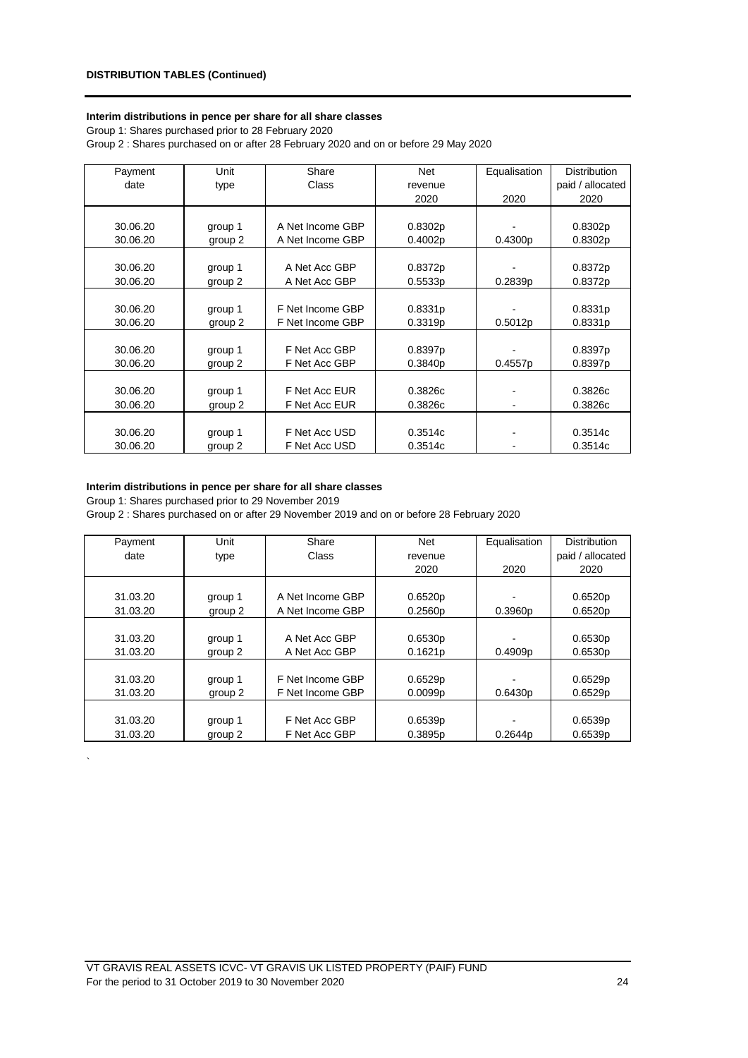**DISTRIBUTION TABLES (Continued)**

**Interim distributions in pence per share for all share classes**

Group 1: Shares purchased prior to 28 February 2020

Group 2 : Shares purchased on or after 28 February 2020 and on or before 29 May 2020

| Payment date | Unit type | Share Class | Net revenue 2020 | Equalisation 2020 | Distribution paid / allocated 2020 |
|---|---|---|---|---|---|
| 30.06.20 | group 1 | A Net Income GBP | 0.8302p | - | 0.8302p |
| 30.06.20 | group 2 | A Net Income GBP | 0.4002p | 0.4300p | 0.8302p |
| 30.06.20 | group 1 | A Net Acc GBP | 0.8372p | - | 0.8372p |
| 30.06.20 | group 2 | A Net Acc GBP | 0.5533p | 0.2839p | 0.8372p |
| 30.06.20 | group 1 | F Net Income GBP | 0.8331p | - | 0.8331p |
| 30.06.20 | group 2 | F Net Income GBP | 0.3319p | 0.5012p | 0.8331p |
| 30.06.20 | group 1 | F Net Acc GBP | 0.8397p | - | 0.8397p |
| 30.06.20 | group 2 | F Net Acc GBP | 0.3840p | 0.4557p | 0.8397p |
| 30.06.20 | group 1 | F Net Acc EUR | 0.3826c | - | 0.3826c |
| 30.06.20 | group 2 | F Net Acc EUR | 0.3826c | - | 0.3826c |
| 30.06.20 | group 1 | F Net Acc USD | 0.3514c | - | 0.3514c |
| 30.06.20 | group 2 | F Net Acc USD | 0.3514c | - | 0.3514c |

**Interim distributions in pence per share for all share classes**

Group 1: Shares purchased prior to 29 November 2019

Group 2 : Shares purchased on or after 29 November 2019 and on or before 28 February 2020

| Payment date | Unit type | Share Class | Net revenue 2020 | Equalisation 2020 | Distribution paid / allocated 2020 |
|---|---|---|---|---|---|
| 31.03.20 | group 1 | A Net Income GBP | 0.6520p | - | 0.6520p |
| 31.03.20 | group 2 | A Net Income GBP | 0.2560p | 0.3960p | 0.6520p |
| 31.03.20 | group 1 | A Net Acc GBP | 0.6530p | - | 0.6530p |
| 31.03.20 | group 2 | A Net Acc GBP | 0.1621p | 0.4909p | 0.6530p |
| 31.03.20 | group 1 | F Net Income GBP | 0.6529p | - | 0.6529p |
| 31.03.20 | group 2 | F Net Income GBP | 0.0099p | 0.6430p | 0.6529p |
| 31.03.20 | group 1 | F Net Acc GBP | 0.6539p | - | 0.6539p |
| 31.03.20 | group 2 | F Net Acc GBP | 0.3895p | 0.2644p | 0.6539p |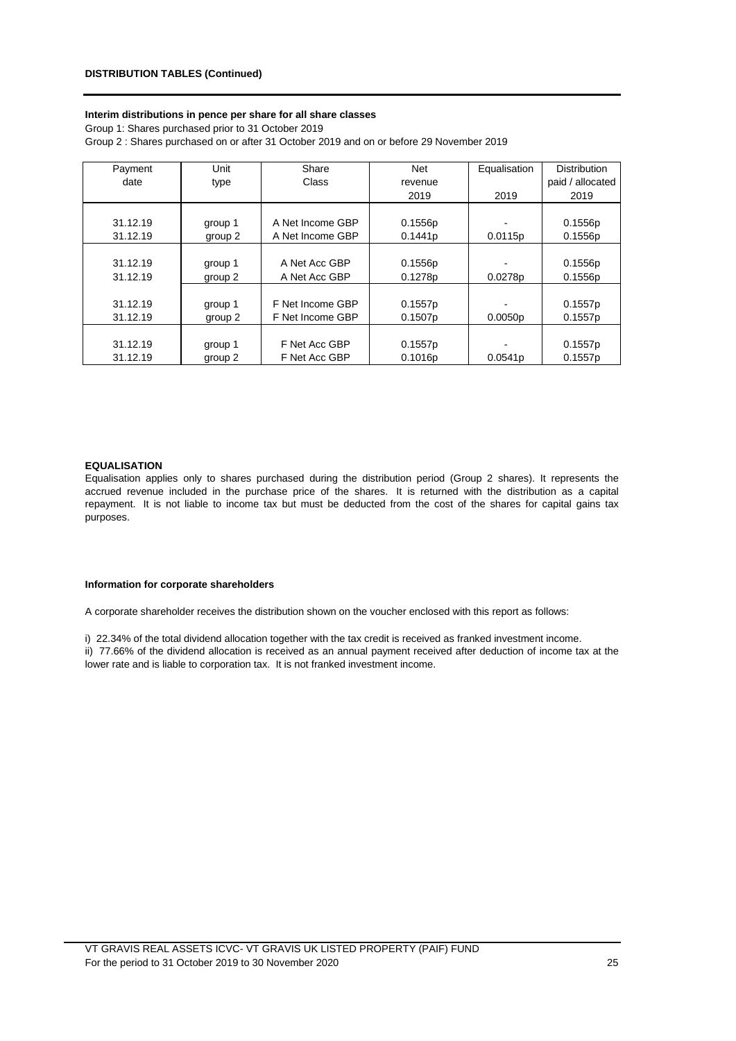**DISTRIBUTION TABLES (Continued)**

**Interim distributions in pence per share for all share classes**

Group 1: Shares purchased prior to 31 October 2019

Group 2 : Shares purchased on or after 31 October 2019 and on or before 29 November 2019

| Payment date | Unit type | Share Class | Net revenue 2019 | Equalisation 2019 | Distribution paid / allocated 2019 |
|---|---|---|---|---|---|
| 31.12.19 | group 1 | A Net Income GBP | 0.1556p | - | 0.1556p |
| 31.12.19 | group 2 | A Net Income GBP | 0.1441p | 0.0115p | 0.1556p |
| 31.12.19 | group 1 | A Net Acc GBP | 0.1556p | - | 0.1556p |
| 31.12.19 | group 2 | A Net Acc GBP | 0.1278p | 0.0278p | 0.1556p |
| 31.12.19 | group 1 | F Net Income GBP | 0.1557p | - | 0.1557p |
| 31.12.19 | group 2 | F Net Income GBP | 0.1507p | 0.0050p | 0.1557p |
| 31.12.19 | group 1 | F Net Acc GBP | 0.1557p | - | 0.1557p |
| 31.12.19 | group 2 | F Net Acc GBP | 0.1016p | 0.0541p | 0.1557p |

**EQUALISATION**

Equalisation applies only to shares purchased during the distribution period (Group 2 shares). It represents the accrued revenue included in the purchase price of the shares. It is returned with the distribution as a capital repayment. It is not liable to income tax but must be deducted from the cost of the shares for capital gains tax purposes.

**Information for corporate shareholders**

A corporate shareholder receives the distribution shown on the voucher enclosed with this report as follows:

i) 22.34% of the total dividend allocation together with the tax credit is received as franked investment income.

ii) 77.66% of the dividend allocation is received as an annual payment received after deduction of income tax at the lower rate and is liable to corporation tax. It is not franked investment income.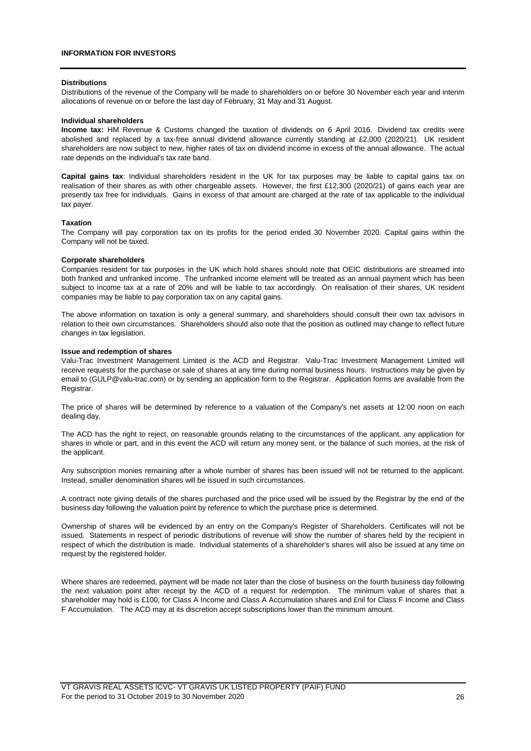## INFORMATION FOR INVESTORS

**Distributions**

Distributions of the revenue of the Company will be made to shareholders on or before 30 November each year and interim allocations of revenue on or before the last day of February, 31 May and 31 August.

**Individual shareholders**

**Income tax:** HM Revenue & Customs changed the taxation of dividends on 6 April 2016. Dividend tax credits were abolished and replaced by a tax-free annual dividend allowance currently standing at £2,000 (2020/21). UK resident shareholders are now subject to new, higher rates of tax on dividend income in excess of the annual allowance. The actual rate depends on the individual's tax rate band.

**Capital gains tax**: Individual shareholders resident in the UK for tax purposes may be liable to capital gains tax on realisation of their shares as with other chargeable assets. However, the first £12,300 (2020/21) of gains each year are presently tax free for individuals. Gains in excess of that amount are charged at the rate of tax applicable to the individual tax payer.

**Taxation**

The Company will pay corporation tax on its profits for the period ended 30 November 2020. Capital gains within the Company will not be taxed.

**Corporate shareholders**

Companies resident for tax purposes in the UK which hold shares should note that OEIC distributions are streamed into both franked and unfranked income. The unfranked income element will be treated as an annual payment which has been subject to income tax at a rate of 20% and will be liable to tax accordingly. On realisation of their shares, UK resident companies may be liable to pay corporation tax on any capital gains.

The above information on taxation is only a general summary, and shareholders should consult their own tax advisors in relation to their own circumstances. Shareholders should also note that the position as outlined may change to reflect future changes in tax legislation.

**Issue and redemption of shares**

Valu-Trac Investment Management Limited is the ACD and Registrar. Valu-Trac Investment Management Limited will receive requests for the purchase or sale of shares at any time during normal business hours. Instructions may be given by email to (GULP@valu-trac.com) or by sending an application form to the Registrar. Application forms are available from the Registrar.

The price of shares will be determined by reference to a valuation of the Company's net assets at 12:00 noon on each dealing day.

The ACD has the right to reject, on reasonable grounds relating to the circumstances of the applicant, any application for shares in whole or part, and in this event the ACD will return any money sent, or the balance of such monies, at the risk of the applicant.

Any subscription monies remaining after a whole number of shares has been issued will not be returned to the applicant. Instead, smaller denomination shares will be issued in such circumstances.

A contract note giving details of the shares purchased and the price used will be issued by the Registrar by the end of the business day following the valuation point by reference to which the purchase price is determined.

Ownership of shares will be evidenced by an entry on the Company's Register of Shareholders. Certificates will not be issued. Statements in respect of periodic distributions of revenue will show the number of shares held by the recipient in respect of which the distribution is made. Individual statements of a shareholder's shares will also be issued at any time on request by the registered holder.

Where shares are redeemed, payment will be made not later than the close of business on the fourth business day following the next valuation point after receipt by the ACD of a request for redemption. The minimum value of shares that a shareholder may hold is £100, for Class A Income and Class A Accumulation shares and £nil for Class F Income and Class F Accumulation. The ACD may at its discretion accept subscriptions lower than the minimum amount.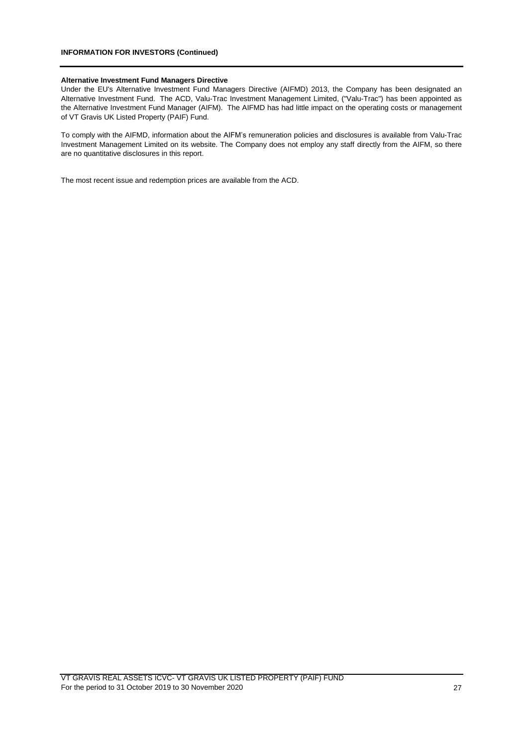**Alternative Investment Fund Managers Directive**

Under the EU's Alternative Investment Fund Managers Directive (AIFMD) 2013, the Company has been designated an Alternative Investment Fund. The ACD, Valu-Trac Investment Management Limited, ("Valu-Trac") has been appointed as the Alternative Investment Fund Manager (AIFM). The AIFMD has had little impact on the operating costs or management of VT Gravis UK Listed Property (PAIF) Fund.

To comply with the AIFMD, information about the AIFM's remuneration policies and disclosures is available from Valu-Trac Investment Management Limited on its website. The Company does not employ any staff directly from the AIFM, so there are no quantitative disclosures in this report.

The most recent issue and redemption prices are available from the ACD.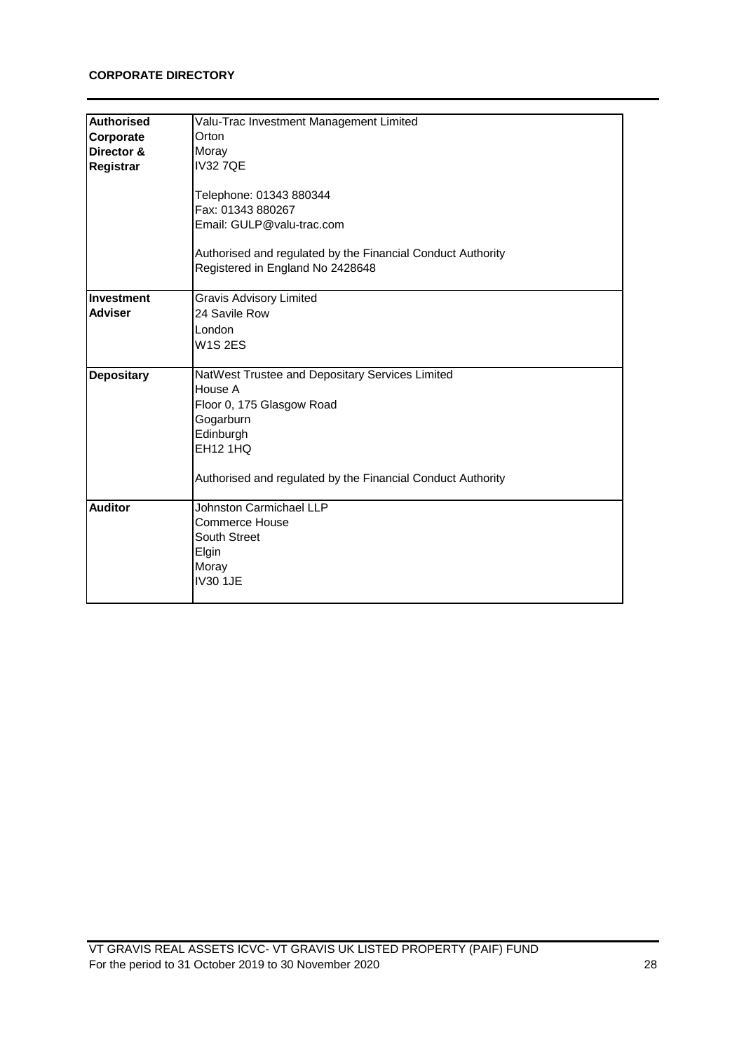## CORPORATE DIRECTORY

| | |
|---|---|
| **Authorised Corporate Director & Registrar** | Valu-Trac Investment Management Limited<br>Orton<br>Moray<br>IV32 7QE<br><br>Telephone: 01343 880344<br>Fax: 01343 880267<br>Email: GULP@valu-trac.com<br><br>Authorised and regulated by the Financial Conduct Authority<br>Registered in England No 2428648 |
| **Investment Adviser** | Gravis Advisory Limited<br>24 Savile Row<br>London<br>W1S 2ES |
| **Depositary** | NatWest Trustee and Depositary Services Limited<br>House A<br>Floor 0, 175 Glasgow Road<br>Gogarburn<br>Edinburgh<br>EH12 1HQ<br><br>Authorised and regulated by the Financial Conduct Authority |
| **Auditor** | Johnston Carmichael LLP<br>Commerce House<br>South Street<br>Elgin<br>Moray<br>IV30 1JE |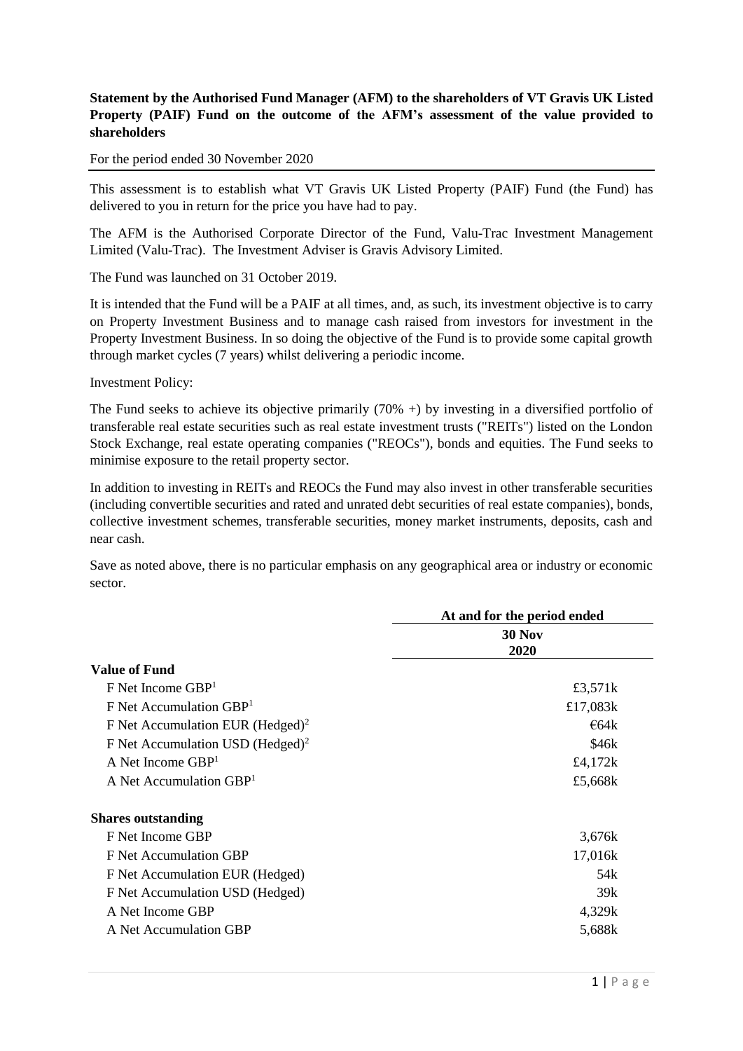**Statement by the Authorised Fund Manager (AFM) to the shareholders of VT Gravis UK Listed Property (PAIF) Fund on the outcome of the AFM's assessment of the value provided to shareholders**

For the period ended 30 November 2020

This assessment is to establish what VT Gravis UK Listed Property (PAIF) Fund (the Fund) has delivered to you in return for the price you have had to pay.

The AFM is the Authorised Corporate Director of the Fund, Valu-Trac Investment Management Limited (Valu-Trac). The Investment Adviser is Gravis Advisory Limited.

The Fund was launched on 31 October 2019.

It is intended that the Fund will be a PAIF at all times, and, as such, its investment objective is to carry on Property Investment Business and to manage cash raised from investors for investment in the Property Investment Business. In so doing the objective of the Fund is to provide some capital growth through market cycles (7 years) whilst delivering a periodic income.

Investment Policy:

The Fund seeks to achieve its objective primarily (70% +) by investing in a diversified portfolio of transferable real estate securities such as real estate investment trusts ("REITs") listed on the London Stock Exchange, real estate operating companies ("REOCs"), bonds and equities. The Fund seeks to minimise exposure to the retail property sector.

In addition to investing in REITs and REOCs the Fund may also invest in other transferable securities (including convertible securities and rated and unrated debt securities of real estate companies), bonds, collective investment schemes, transferable securities, money market instruments, deposits, cash and near cash.

Save as noted above, there is no particular emphasis on any geographical area or industry or economic sector.

| | At and for the period ended |
|---|---|
| | 30 Nov 2020 |
| **Value of Fund** | |
| F Net Income GBP[1] | £3,571k |
| F Net Accumulation GBP[1] | £17,083k |
| F Net Accumulation EUR (Hedged)[2] | €64k |
| F Net Accumulation USD (Hedged)[2] | $46k |
| A Net Income GBP[1] | £4,172k |
| A Net Accumulation GBP[1] | £5,668k |
| **Shares outstanding** | |
| F Net Income GBP | 3,676k |
| F Net Accumulation GBP | 17,016k |
| F Net Accumulation EUR (Hedged) | 54k |
| F Net Accumulation USD (Hedged) | 39k |
| A Net Income GBP | 4,329k |
| A Net Accumulation GBP | 5,688k |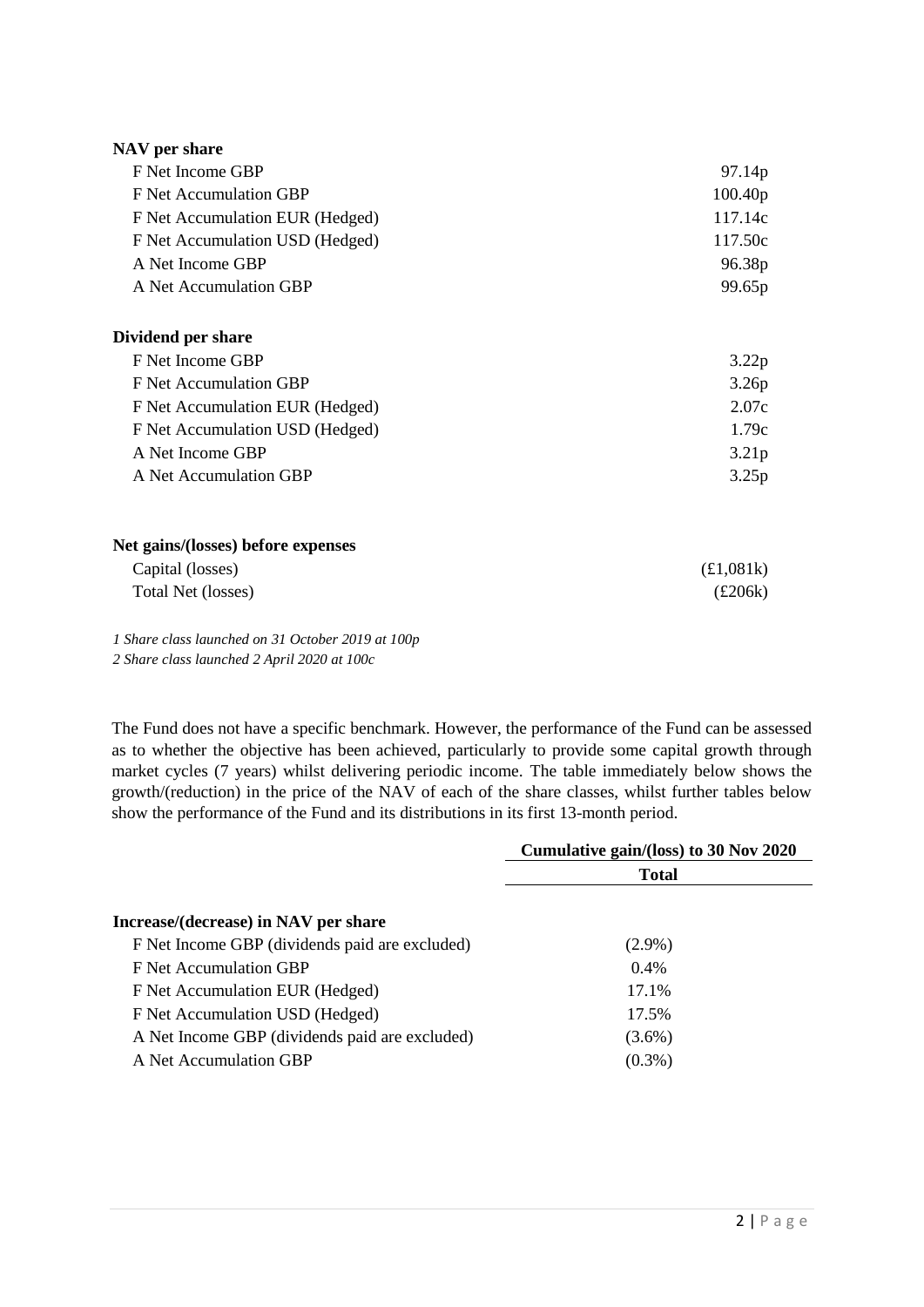| **NAV per share** | |
|---|---|
| F Net Income GBP | 97.14p |
| F Net Accumulation GBP | 100.40p |
| F Net Accumulation EUR (Hedged) | 117.14c |
| F Net Accumulation USD (Hedged) | 117.50c |
| A Net Income GBP | 96.38p |
| A Net Accumulation GBP | 99.65p |
| **Dividend per share** | |
| F Net Income GBP | 3.22p |
| F Net Accumulation GBP | 3.26p |
| F Net Accumulation EUR (Hedged) | 2.07c |
| F Net Accumulation USD (Hedged) | 1.79c |
| A Net Income GBP | 3.21p |
| A Net Accumulation GBP | 3.25p |
| **Net gains/(losses) before expenses** | |
| Capital (losses) | (£1,081k) |
| Total Net (losses) | (£206k) |

*1 Share class launched on 31 October 2019 at 100p*
*2 Share class launched 2 April 2020 at 100c*

The Fund does not have a specific benchmark. However, the performance of the Fund can be assessed as to whether the objective has been achieved, particularly to provide some capital growth through market cycles (7 years) whilst delivering periodic income. The table immediately below shows the growth/(reduction) in the price of the NAV of each of the share classes, whilst further tables below show the performance of the Fund and its distributions in its first 13-month period.

| | Cumulative gain/(loss) to 30 Nov 2020 |
|---|---|
| | **Total** |
| **Increase/(decrease) in NAV per share** | |
| F Net Income GBP (dividends paid are excluded) | (2.9%) |
| F Net Accumulation GBP | 0.4% |
| F Net Accumulation EUR (Hedged) | 17.1% |
| F Net Accumulation USD (Hedged) | 17.5% |
| A Net Income GBP (dividends paid are excluded) | (3.6%) |
| A Net Accumulation GBP | (0.3%) |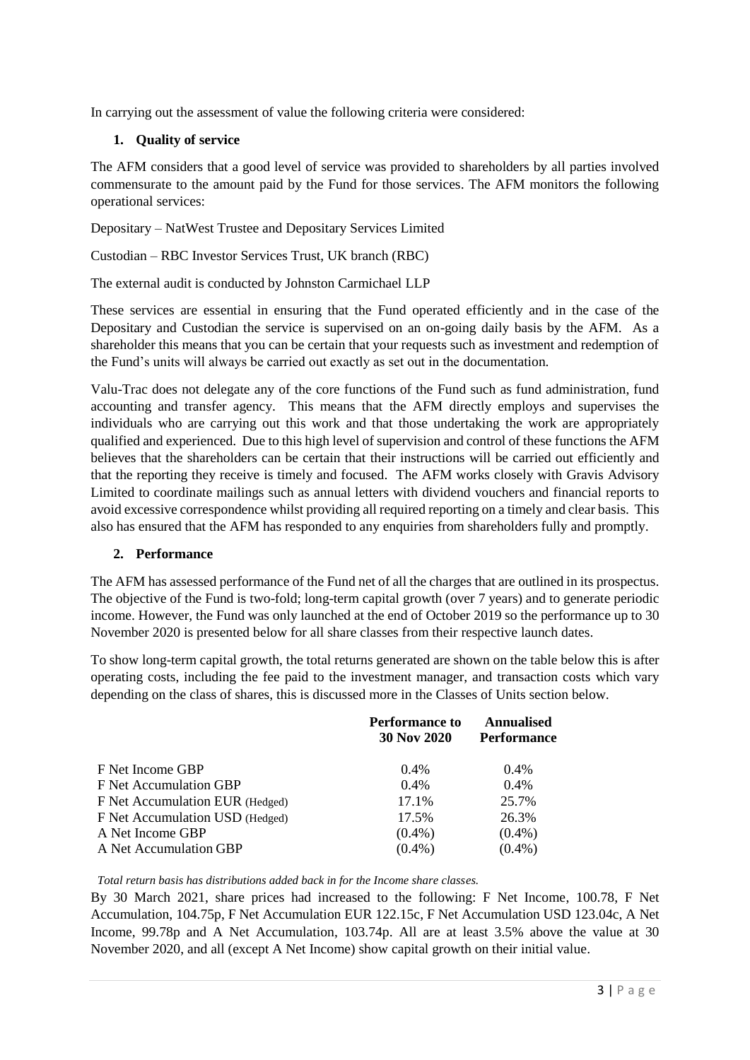In carrying out the assessment of value the following criteria were considered:

**1. Quality of service**

The AFM considers that a good level of service was provided to shareholders by all parties involved commensurate to the amount paid by the Fund for those services. The AFM monitors the following operational services:

Depositary – NatWest Trustee and Depositary Services Limited

Custodian – RBC Investor Services Trust, UK branch (RBC)

The external audit is conducted by Johnston Carmichael LLP

These services are essential in ensuring that the Fund operated efficiently and in the case of the Depositary and Custodian the service is supervised on an on-going daily basis by the AFM. As a shareholder this means that you can be certain that your requests such as investment and redemption of the Fund's units will always be carried out exactly as set out in the documentation.

Valu-Trac does not delegate any of the core functions of the Fund such as fund administration, fund accounting and transfer agency. This means that the AFM directly employs and supervises the individuals who are carrying out this work and that those undertaking the work are appropriately qualified and experienced. Due to this high level of supervision and control of these functions the AFM believes that the shareholders can be certain that their instructions will be carried out efficiently and that the reporting they receive is timely and focused. The AFM works closely with Gravis Advisory Limited to coordinate mailings such as annual letters with dividend vouchers and financial reports to avoid excessive correspondence whilst providing all required reporting on a timely and clear basis. This also has ensured that the AFM has responded to any enquiries from shareholders fully and promptly.

**2. Performance**

The AFM has assessed performance of the Fund net of all the charges that are outlined in its prospectus. The objective of the Fund is two-fold; long-term capital growth (over 7 years) and to generate periodic income. However, the Fund was only launched at the end of October 2019 so the performance up to 30 November 2020 is presented below for all share classes from their respective launch dates.

To show long-term capital growth, the total returns generated are shown on the table below this is after operating costs, including the fee paid to the investment manager, and transaction costs which vary depending on the class of shares, this is discussed more in the Classes of Units section below.

| | **Performance to 30 Nov 2020** | **Annualised Performance** |
|---|---|---|
| F Net Income GBP | 0.4% | 0.4% |
| F Net Accumulation GBP | 0.4% | 0.4% |
| F Net Accumulation EUR (Hedged) | 17.1% | 25.7% |
| F Net Accumulation USD (Hedged) | 17.5% | 26.3% |
| A Net Income GBP | (0.4%) | (0.4%) |
| A Net Accumulation GBP | (0.4%) | (0.4%) |

*Total return basis has distributions added back in for the Income share classes.*

By 30 March 2021, share prices had increased to the following: F Net Income, 100.78, F Net Accumulation, 104.75p, F Net Accumulation EUR 122.15c, F Net Accumulation USD 123.04c, A Net Income, 99.78p and A Net Accumulation, 103.74p. All are at least 3.5% above the value at 30 November 2020, and all (except A Net Income) show capital growth on their initial value.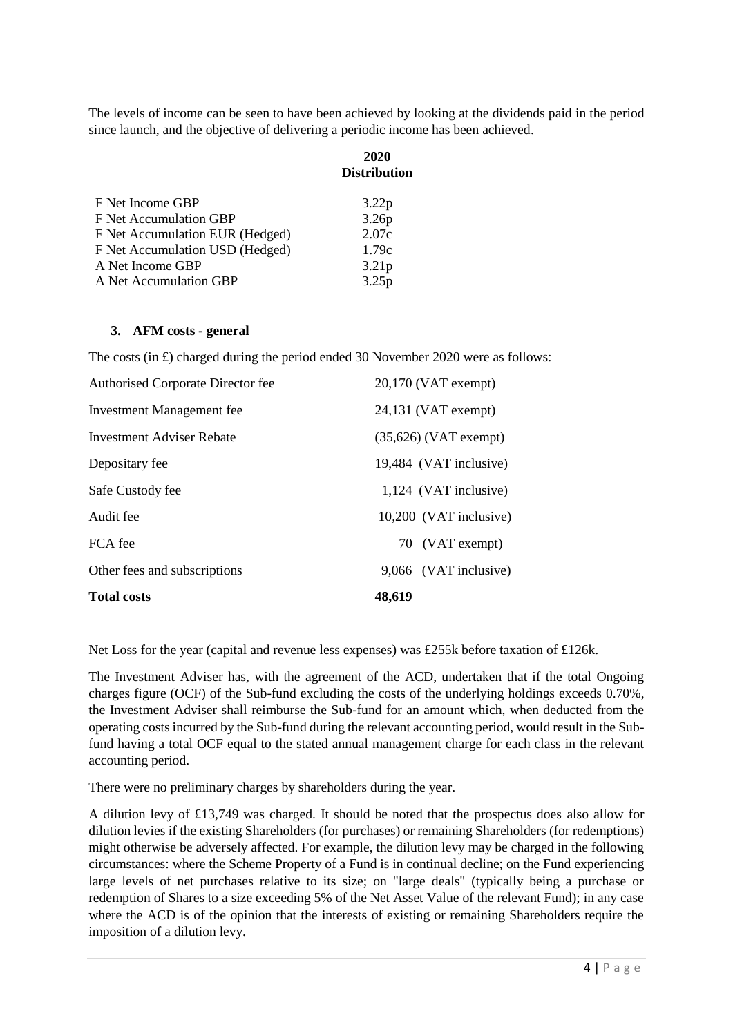The levels of income can be seen to have been achieved by looking at the dividends paid in the period since launch, and the objective of delivering a periodic income has been achieved.

| | 2020 Distribution |
|---|---|
| F Net Income GBP | 3.22p |
| F Net Accumulation GBP | 3.26p |
| F Net Accumulation EUR (Hedged) | 2.07c |
| F Net Accumulation USD (Hedged) | 1.79c |
| A Net Income GBP | 3.21p |
| A Net Accumulation GBP | 3.25p |

### 3. AFM costs - general

The costs (in £) charged during the period ended 30 November 2020 were as follows:

| | |
|---|---|
| Authorised Corporate Director fee | 20,170 (VAT exempt) |
| Investment Management fee | 24,131 (VAT exempt) |
| Investment Adviser Rebate | (35,626) (VAT exempt) |
| Depositary fee | 19,484 (VAT inclusive) |
| Safe Custody fee | 1,124 (VAT inclusive) |
| Audit fee | 10,200 (VAT inclusive) |
| FCA fee | 70 (VAT exempt) |
| Other fees and subscriptions | 9,066 (VAT inclusive) |
| **Total costs** | **48,619** |

Net Loss for the year (capital and revenue less expenses) was £255k before taxation of £126k.

The Investment Adviser has, with the agreement of the ACD, undertaken that if the total Ongoing charges figure (OCF) of the Sub-fund excluding the costs of the underlying holdings exceeds 0.70%, the Investment Adviser shall reimburse the Sub-fund for an amount which, when deducted from the operating costs incurred by the Sub-fund during the relevant accounting period, would result in the Sub-fund having a total OCF equal to the stated annual management charge for each class in the relevant accounting period.

There were no preliminary charges by shareholders during the year.

A dilution levy of £13,749 was charged. It should be noted that the prospectus does also allow for dilution levies if the existing Shareholders (for purchases) or remaining Shareholders (for redemptions) might otherwise be adversely affected. For example, the dilution levy may be charged in the following circumstances: where the Scheme Property of a Fund is in continual decline; on the Fund experiencing large levels of net purchases relative to its size; on "large deals" (typically being a purchase or redemption of Shares to a size exceeding 5% of the Net Asset Value of the relevant Fund); in any case where the ACD is of the opinion that the interests of existing or remaining Shareholders require the imposition of a dilution levy.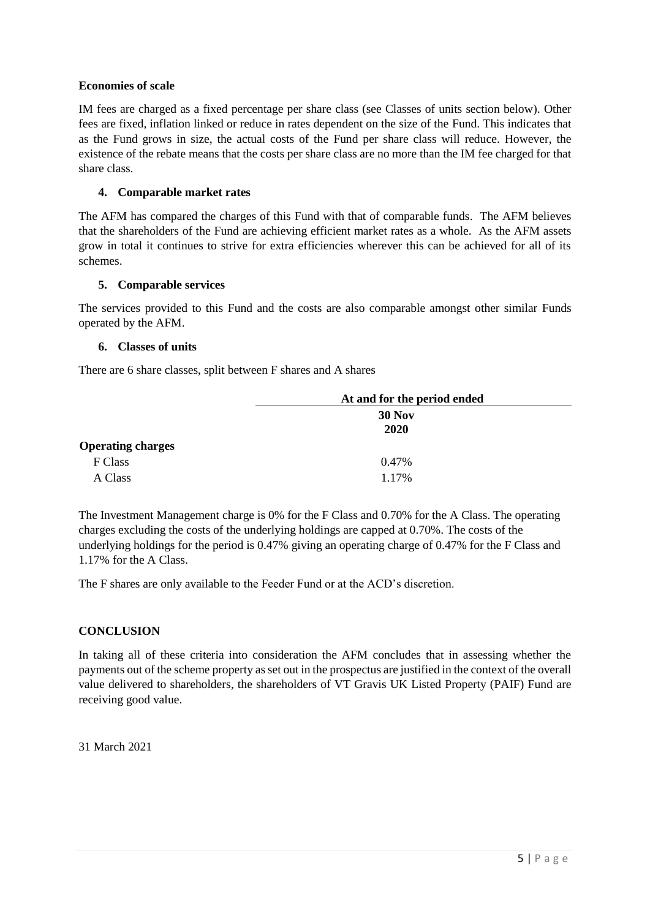**Economies of scale**

IM fees are charged as a fixed percentage per share class (see Classes of units section below). Other fees are fixed, inflation linked or reduce in rates dependent on the size of the Fund. This indicates that as the Fund grows in size, the actual costs of the Fund per share class will reduce. However, the existence of the rebate means that the costs per share class are no more than the IM fee charged for that share class.

**4. Comparable market rates**

The AFM has compared the charges of this Fund with that of comparable funds. The AFM believes that the shareholders of the Fund are achieving efficient market rates as a whole. As the AFM assets grow in total it continues to strive for extra efficiencies wherever this can be achieved for all of its schemes.

**5. Comparable services**

The services provided to this Fund and the costs are also comparable amongst other similar Funds operated by the AFM.

**6. Classes of units**

There are 6 share classes, split between F shares and A shares

| | At and for the period ended |
|---|---|
| | **30 Nov 2020** |
| **Operating charges** | |
| F Class | 0.47% |
| A Class | 1.17% |

The Investment Management charge is 0% for the F Class and 0.70% for the A Class. The operating charges excluding the costs of the underlying holdings are capped at 0.70%. The costs of the underlying holdings for the period is 0.47% giving an operating charge of 0.47% for the F Class and 1.17% for the A Class.

The F shares are only available to the Feeder Fund or at the ACD's discretion.

**CONCLUSION**

In taking all of these criteria into consideration the AFM concludes that in assessing whether the payments out of the scheme property as set out in the prospectus are justified in the context of the overall value delivered to shareholders, the shareholders of VT Gravis UK Listed Property (PAIF) Fund are receiving good value.

31 March 2021